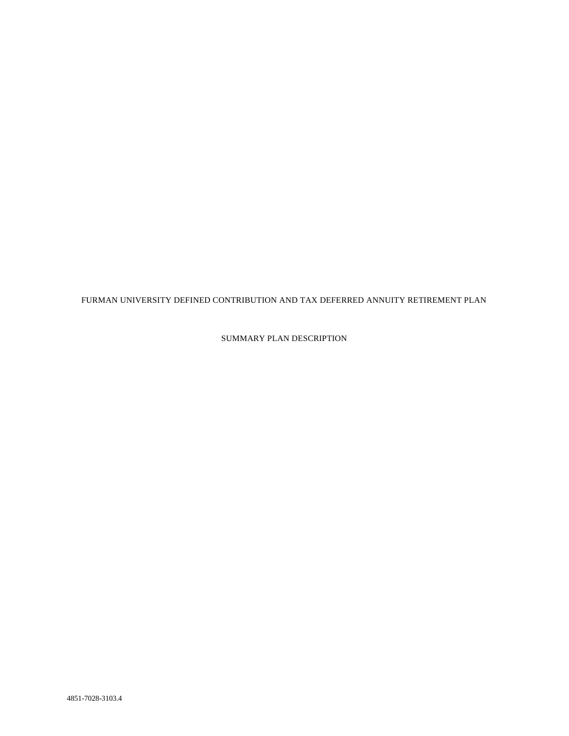# FURMAN UNIVERSITY DEFINED CONTRIBUTION AND TAX DEFERRED ANNUITY RETIREMENT PLAN

## SUMMARY PLAN DESCRIPTION

4851-7028-3103.4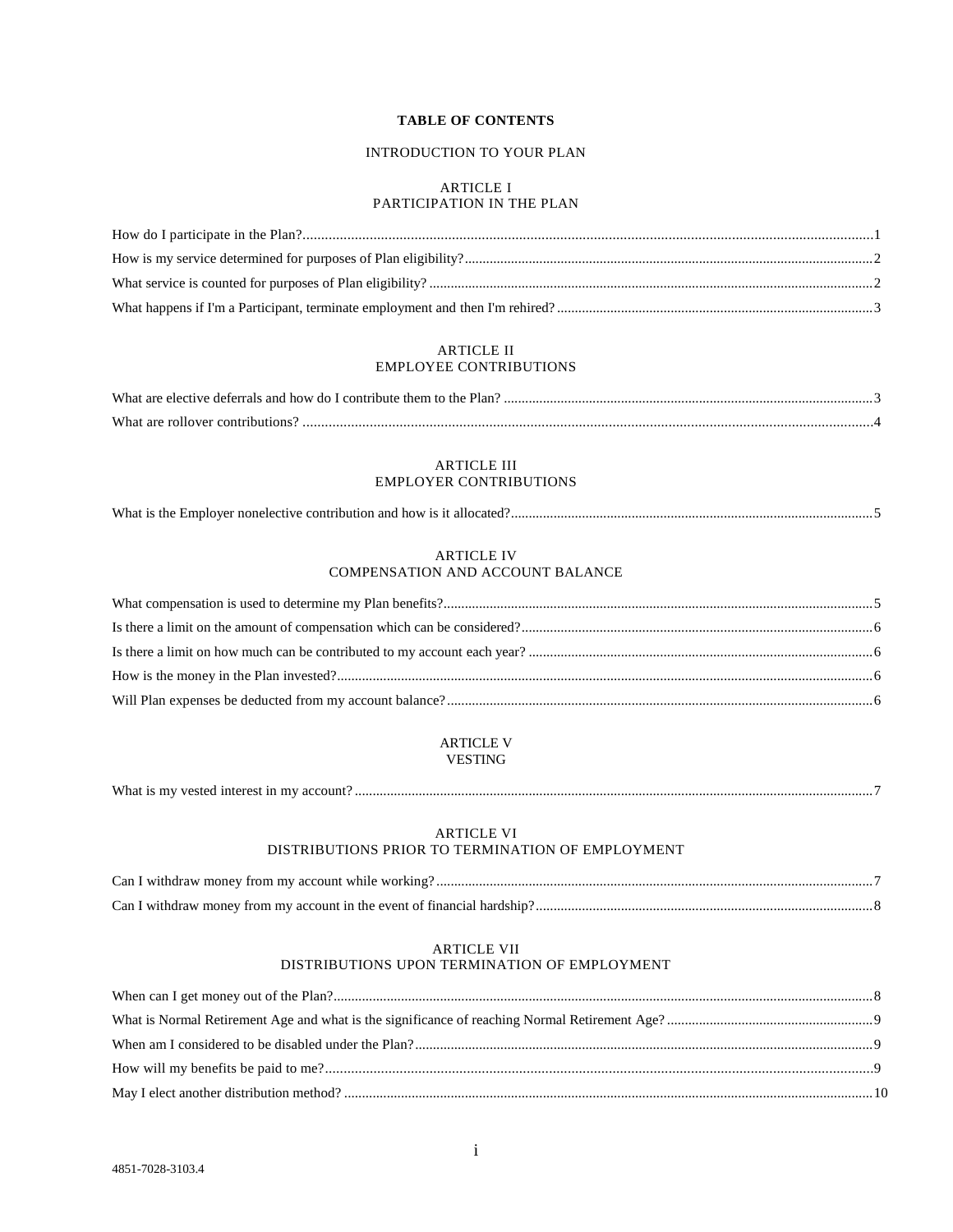# TABLE OF CONTENTS

INTRODUCTION TO YOUR PLAN

## ARTICLE I
## PARTICIPATION IN THE PLAN

How do I participate in the Plan? .......... 1
How is my service determined for purposes of Plan eligibility? .......... 2
What service is counted for purposes of Plan eligibility? .......... 2
What happens if I'm a Participant, terminate employment and then I'm rehired? .......... 3

## ARTICLE II
## EMPLOYEE CONTRIBUTIONS

What are elective deferrals and how do I contribute them to the Plan? .......... 3
What are rollover contributions? .......... 4

## ARTICLE III
## EMPLOYER CONTRIBUTIONS

What is the Employer nonelective contribution and how is it allocated? .......... 5

## ARTICLE IV
## COMPENSATION AND ACCOUNT BALANCE

What compensation is used to determine my Plan benefits? .......... 5
Is there a limit on the amount of compensation which can be considered? .......... 6
Is there a limit on how much can be contributed to my account each year? .......... 6
How is the money in the Plan invested? .......... 6
Will Plan expenses be deducted from my account balance? .......... 6

## ARTICLE V
## VESTING

What is my vested interest in my account? .......... 7

## ARTICLE VI
## DISTRIBUTIONS PRIOR TO TERMINATION OF EMPLOYMENT

Can I withdraw money from my account while working? .......... 7
Can I withdraw money from my account in the event of financial hardship? .......... 8

## ARTICLE VII
## DISTRIBUTIONS UPON TERMINATION OF EMPLOYMENT

When can I get money out of the Plan? .......... 8
What is Normal Retirement Age and what is the significance of reaching Normal Retirement Age? .......... 9
When am I considered to be disabled under the Plan? .......... 9
How will my benefits be paid to me? .......... 9
May I elect another distribution method? .......... 10

4851-7028-3103.4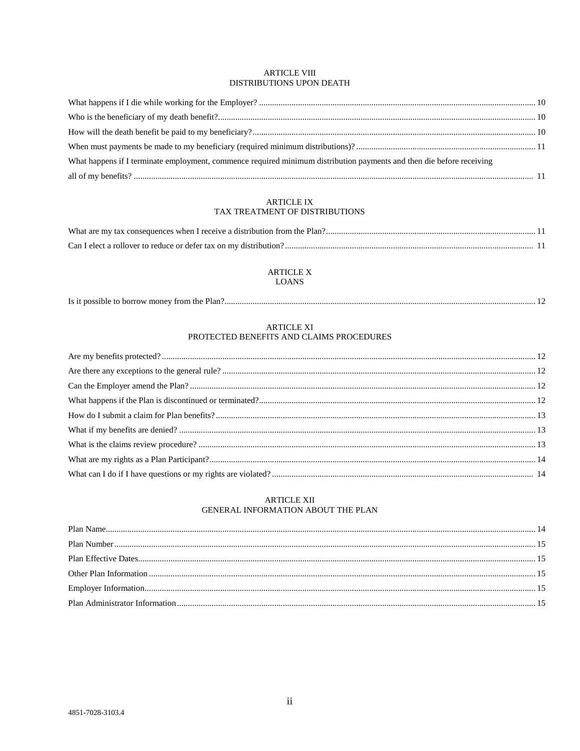## ARTICLE VIII
## DISTRIBUTIONS UPON DEATH

What happens if I die while working for the Employer? ........................................ 10

Who is the beneficiary of my death benefit? ........................................ 10

How will the death benefit be paid to my beneficiary? ........................................ 10

When must payments be made to my beneficiary (required minimum distributions)? ........................................ 11

What happens if I terminate employment, commence required minimum distribution payments and then die before receiving all of my benefits? ........................................ 11

## ARTICLE IX
## TAX TREATMENT OF DISTRIBUTIONS

What are my tax consequences when I receive a distribution from the Plan? ........................................ 11

Can I elect a rollover to reduce or defer tax on my distribution? ........................................ 11

## ARTICLE X
## LOANS

Is it possible to borrow money from the Plan? ........................................ 12

## ARTICLE XI
## PROTECTED BENEFITS AND CLAIMS PROCEDURES

Are my benefits protected? ........................................ 12

Are there any exceptions to the general rule? ........................................ 12

Can the Employer amend the Plan? ........................................ 12

What happens if the Plan is discontinued or terminated? ........................................ 12

How do I submit a claim for Plan benefits? ........................................ 13

What if my benefits are denied? ........................................ 13

What is the claims review procedure? ........................................ 13

What are my rights as a Plan Participant? ........................................ 14

What can I do if I have questions or my rights are violated? ........................................ 14

## ARTICLE XII
## GENERAL INFORMATION ABOUT THE PLAN

Plan Name ........................................ 14

Plan Number ........................................ 15

Plan Effective Dates ........................................ 15

Other Plan Information ........................................ 15

Employer Information ........................................ 15

Plan Administrator Information ........................................ 15

4851-7028-3103.4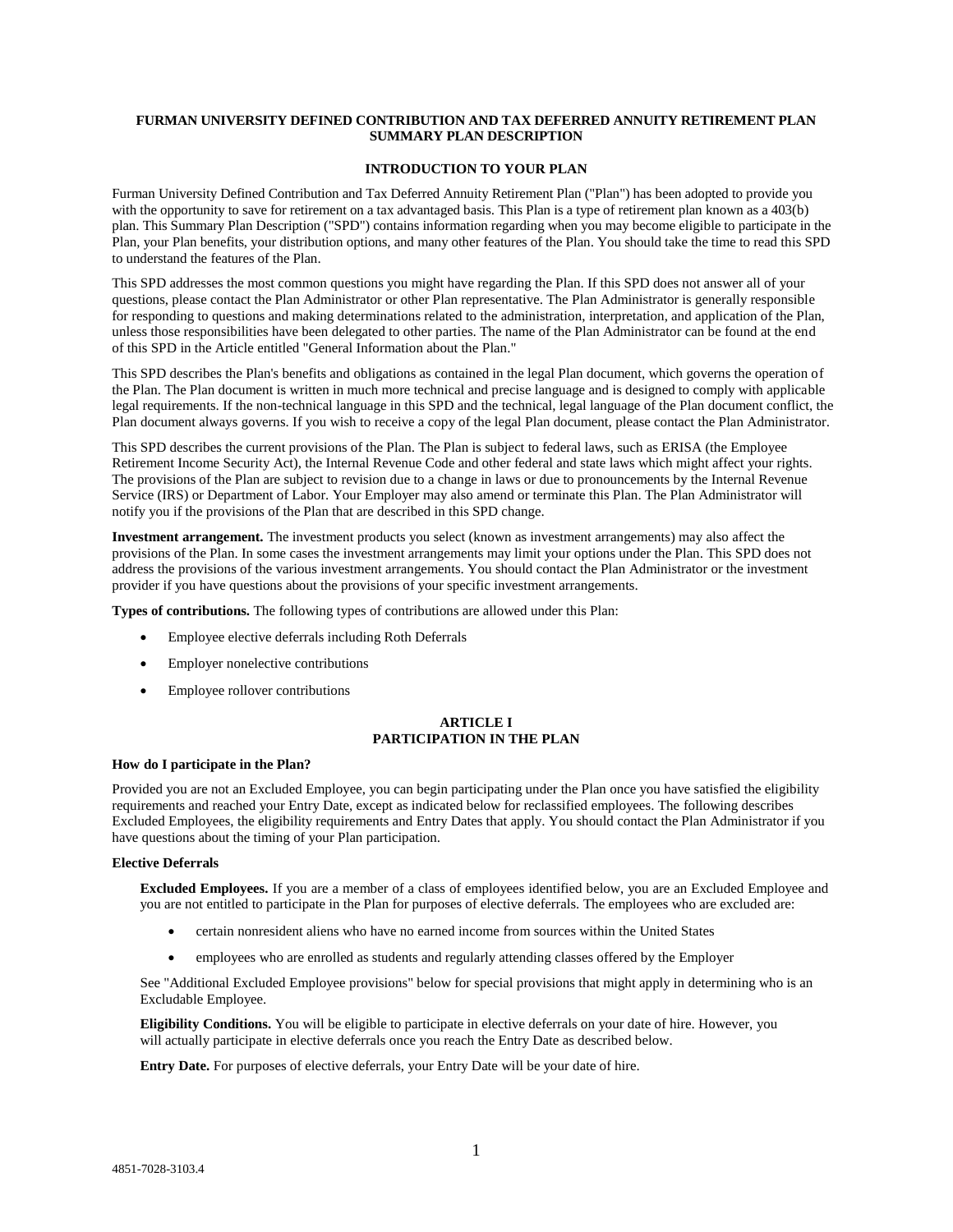**FURMAN UNIVERSITY DEFINED CONTRIBUTION AND TAX DEFERRED ANNUITY RETIREMENT PLAN SUMMARY PLAN DESCRIPTION**

## INTRODUCTION TO YOUR PLAN

Furman University Defined Contribution and Tax Deferred Annuity Retirement Plan ("Plan") has been adopted to provide you with the opportunity to save for retirement on a tax advantaged basis. This Plan is a type of retirement plan known as a 403(b) plan. This Summary Plan Description ("SPD") contains information regarding when you may become eligible to participate in the Plan, your Plan benefits, your distribution options, and many other features of the Plan. You should take the time to read this SPD to understand the features of the Plan.

This SPD addresses the most common questions you might have regarding the Plan. If this SPD does not answer all of your questions, please contact the Plan Administrator or other Plan representative. The Plan Administrator is generally responsible for responding to questions and making determinations related to the administration, interpretation, and application of the Plan, unless those responsibilities have been delegated to other parties. The name of the Plan Administrator can be found at the end of this SPD in the Article entitled "General Information about the Plan."

This SPD describes the Plan's benefits and obligations as contained in the legal Plan document, which governs the operation of the Plan. The Plan document is written in much more technical and precise language and is designed to comply with applicable legal requirements. If the non-technical language in this SPD and the technical, legal language of the Plan document conflict, the Plan document always governs. If you wish to receive a copy of the legal Plan document, please contact the Plan Administrator.

This SPD describes the current provisions of the Plan. The Plan is subject to federal laws, such as ERISA (the Employee Retirement Income Security Act), the Internal Revenue Code and other federal and state laws which might affect your rights. The provisions of the Plan are subject to revision due to a change in laws or due to pronouncements by the Internal Revenue Service (IRS) or Department of Labor. Your Employer may also amend or terminate this Plan. The Plan Administrator will notify you if the provisions of the Plan that are described in this SPD change.

**Investment arrangement.** The investment products you select (known as investment arrangements) may also affect the provisions of the Plan. In some cases the investment arrangements may limit your options under the Plan. This SPD does not address the provisions of the various investment arrangements. You should contact the Plan Administrator or the investment provider if you have questions about the provisions of your specific investment arrangements.

**Types of contributions.** The following types of contributions are allowed under this Plan:

- Employee elective deferrals including Roth Deferrals
- Employer nonelective contributions
- Employee rollover contributions

## ARTICLE I
## PARTICIPATION IN THE PLAN

**How do I participate in the Plan?**

Provided you are not an Excluded Employee, you can begin participating under the Plan once you have satisfied the eligibility requirements and reached your Entry Date, except as indicated below for reclassified employees. The following describes Excluded Employees, the eligibility requirements and Entry Dates that apply. You should contact the Plan Administrator if you have questions about the timing of your Plan participation.

**Elective Deferrals**

**Excluded Employees.** If you are a member of a class of employees identified below, you are an Excluded Employee and you are not entitled to participate in the Plan for purposes of elective deferrals. The employees who are excluded are:

- certain nonresident aliens who have no earned income from sources within the United States
- employees who are enrolled as students and regularly attending classes offered by the Employer

See "Additional Excluded Employee provisions" below for special provisions that might apply in determining who is an Excludable Employee.

**Eligibility Conditions.** You will be eligible to participate in elective deferrals on your date of hire. However, you will actually participate in elective deferrals once you reach the Entry Date as described below.

**Entry Date.** For purposes of elective deferrals, your Entry Date will be your date of hire.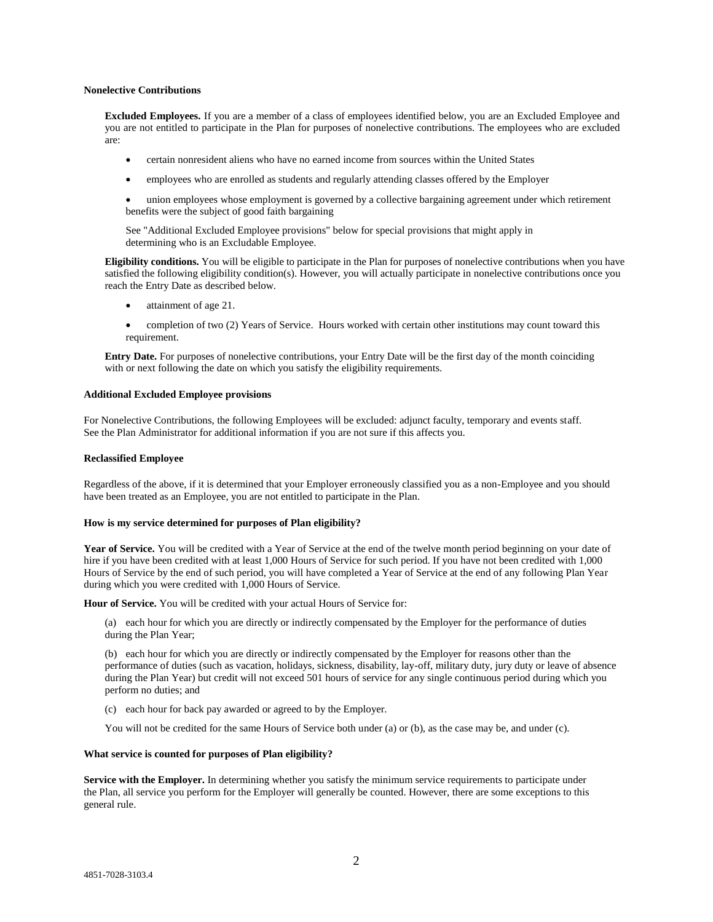**Nonelective Contributions**

**Excluded Employees.** If you are a member of a class of employees identified below, you are an Excluded Employee and you are not entitled to participate in the Plan for purposes of nonelective contributions. The employees who are excluded are:

- certain nonresident aliens who have no earned income from sources within the United States
- employees who are enrolled as students and regularly attending classes offered by the Employer
- union employees whose employment is governed by a collective bargaining agreement under which retirement benefits were the subject of good faith bargaining

See "Additional Excluded Employee provisions" below for special provisions that might apply in determining who is an Excludable Employee.

**Eligibility conditions.** You will be eligible to participate in the Plan for purposes of nonelective contributions when you have satisfied the following eligibility condition(s). However, you will actually participate in nonelective contributions once you reach the Entry Date as described below.

- attainment of age 21.
- completion of two (2) Years of Service. Hours worked with certain other institutions may count toward this requirement.

**Entry Date.** For purposes of nonelective contributions, your Entry Date will be the first day of the month coinciding with or next following the date on which you satisfy the eligibility requirements.

**Additional Excluded Employee provisions**

For Nonelective Contributions, the following Employees will be excluded: adjunct faculty, temporary and events staff. See the Plan Administrator for additional information if you are not sure if this affects you.

**Reclassified Employee**

Regardless of the above, if it is determined that your Employer erroneously classified you as a non-Employee and you should have been treated as an Employee, you are not entitled to participate in the Plan.

**How is my service determined for purposes of Plan eligibility?**

**Year of Service.** You will be credited with a Year of Service at the end of the twelve month period beginning on your date of hire if you have been credited with at least 1,000 Hours of Service for such period. If you have not been credited with 1,000 Hours of Service by the end of such period, you will have completed a Year of Service at the end of any following Plan Year during which you were credited with 1,000 Hours of Service.

**Hour of Service.** You will be credited with your actual Hours of Service for:

(a) each hour for which you are directly or indirectly compensated by the Employer for the performance of duties during the Plan Year;

(b) each hour for which you are directly or indirectly compensated by the Employer for reasons other than the performance of duties (such as vacation, holidays, sickness, disability, lay-off, military duty, jury duty or leave of absence during the Plan Year) but credit will not exceed 501 hours of service for any single continuous period during which you perform no duties; and

(c) each hour for back pay awarded or agreed to by the Employer.

You will not be credited for the same Hours of Service both under (a) or (b), as the case may be, and under (c).

**What service is counted for purposes of Plan eligibility?**

**Service with the Employer.** In determining whether you satisfy the minimum service requirements to participate under the Plan, all service you perform for the Employer will generally be counted. However, there are some exceptions to this general rule.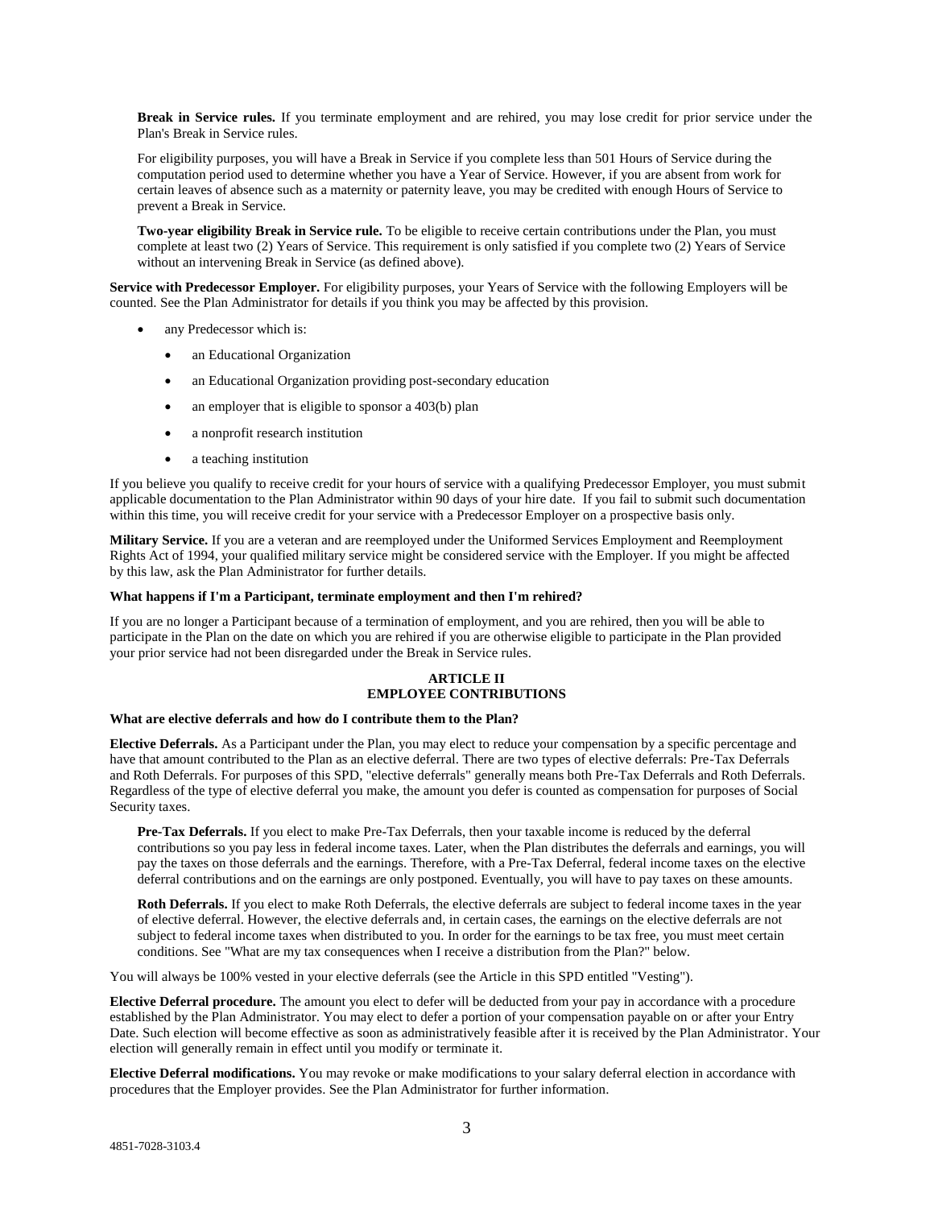**Break in Service rules.** If you terminate employment and are rehired, you may lose credit for prior service under the Plan's Break in Service rules.

For eligibility purposes, you will have a Break in Service if you complete less than 501 Hours of Service during the computation period used to determine whether you have a Year of Service. However, if you are absent from work for certain leaves of absence such as a maternity or paternity leave, you may be credited with enough Hours of Service to prevent a Break in Service.

**Two-year eligibility Break in Service rule.** To be eligible to receive certain contributions under the Plan, you must complete at least two (2) Years of Service. This requirement is only satisfied if you complete two (2) Years of Service without an intervening Break in Service (as defined above).

**Service with Predecessor Employer.** For eligibility purposes, your Years of Service with the following Employers will be counted. See the Plan Administrator for details if you think you may be affected by this provision.

- any Predecessor which is:
  - an Educational Organization
  - an Educational Organization providing post-secondary education
  - an employer that is eligible to sponsor a 403(b) plan
  - a nonprofit research institution
  - a teaching institution

If you believe you qualify to receive credit for your hours of service with a qualifying Predecessor Employer, you must submit applicable documentation to the Plan Administrator within 90 days of your hire date. If you fail to submit such documentation within this time, you will receive credit for your service with a Predecessor Employer on a prospective basis only.

**Military Service.** If you are a veteran and are reemployed under the Uniformed Services Employment and Reemployment Rights Act of 1994, your qualified military service might be considered service with the Employer. If you might be affected by this law, ask the Plan Administrator for further details.

**What happens if I'm a Participant, terminate employment and then I'm rehired?**

If you are no longer a Participant because of a termination of employment, and you are rehired, then you will be able to participate in the Plan on the date on which you are rehired if you are otherwise eligible to participate in the Plan provided your prior service had not been disregarded under the Break in Service rules.

## ARTICLE II
## EMPLOYEE CONTRIBUTIONS

**What are elective deferrals and how do I contribute them to the Plan?**

**Elective Deferrals.** As a Participant under the Plan, you may elect to reduce your compensation by a specific percentage and have that amount contributed to the Plan as an elective deferral. There are two types of elective deferrals: Pre-Tax Deferrals and Roth Deferrals. For purposes of this SPD, "elective deferrals" generally means both Pre-Tax Deferrals and Roth Deferrals. Regardless of the type of elective deferral you make, the amount you defer is counted as compensation for purposes of Social Security taxes.

**Pre-Tax Deferrals.** If you elect to make Pre-Tax Deferrals, then your taxable income is reduced by the deferral contributions so you pay less in federal income taxes. Later, when the Plan distributes the deferrals and earnings, you will pay the taxes on those deferrals and the earnings. Therefore, with a Pre-Tax Deferral, federal income taxes on the elective deferral contributions and on the earnings are only postponed. Eventually, you will have to pay taxes on these amounts.

**Roth Deferrals.** If you elect to make Roth Deferrals, the elective deferrals are subject to federal income taxes in the year of elective deferral. However, the elective deferrals and, in certain cases, the earnings on the elective deferrals are not subject to federal income taxes when distributed to you. In order for the earnings to be tax free, you must meet certain conditions. See "What are my tax consequences when I receive a distribution from the Plan?" below.

You will always be 100% vested in your elective deferrals (see the Article in this SPD entitled "Vesting").

**Elective Deferral procedure.** The amount you elect to defer will be deducted from your pay in accordance with a procedure established by the Plan Administrator. You may elect to defer a portion of your compensation payable on or after your Entry Date. Such election will become effective as soon as administratively feasible after it is received by the Plan Administrator. Your election will generally remain in effect until you modify or terminate it.

**Elective Deferral modifications.** You may revoke or make modifications to your salary deferral election in accordance with procedures that the Employer provides. See the Plan Administrator for further information.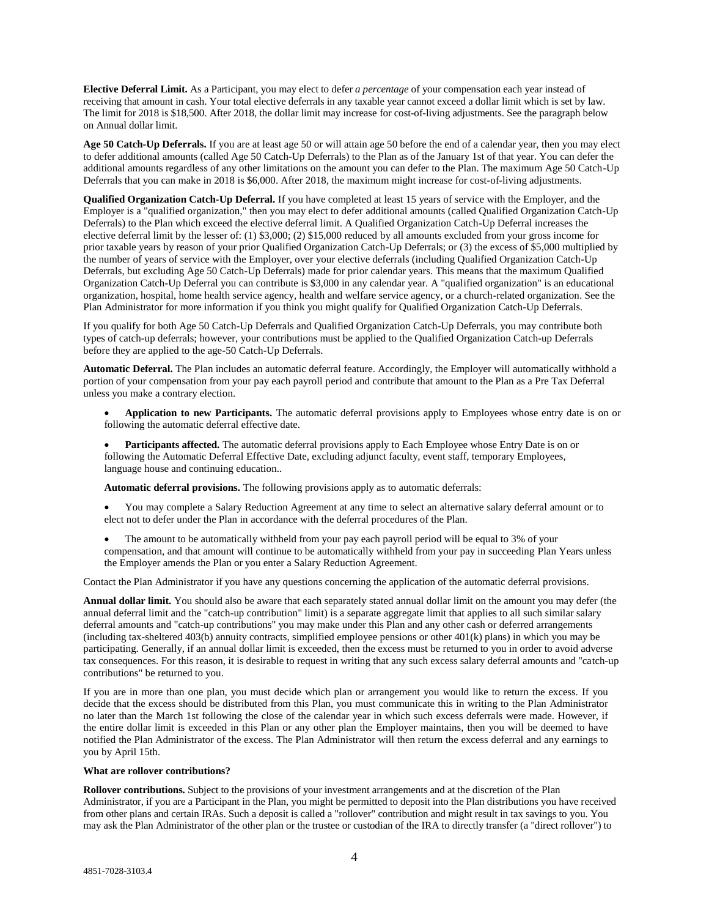**Elective Deferral Limit.** As a Participant, you may elect to defer *a percentage* of your compensation each year instead of receiving that amount in cash. Your total elective deferrals in any taxable year cannot exceed a dollar limit which is set by law. The limit for 2018 is $18,500. After 2018, the dollar limit may increase for cost-of-living adjustments. See the paragraph below on Annual dollar limit.

**Age 50 Catch-Up Deferrals.** If you are at least age 50 or will attain age 50 before the end of a calendar year, then you may elect to defer additional amounts (called Age 50 Catch-Up Deferrals) to the Plan as of the January 1st of that year. You can defer the additional amounts regardless of any other limitations on the amount you can defer to the Plan. The maximum Age 50 Catch-Up Deferrals that you can make in 2018 is $6,000. After 2018, the maximum might increase for cost-of-living adjustments.

**Qualified Organization Catch-Up Deferral.** If you have completed at least 15 years of service with the Employer, and the Employer is a "qualified organization," then you may elect to defer additional amounts (called Qualified Organization Catch-Up Deferrals) to the Plan which exceed the elective deferral limit. A Qualified Organization Catch-Up Deferral increases the elective deferral limit by the lesser of: (1) $3,000; (2) $15,000 reduced by all amounts excluded from your gross income for prior taxable years by reason of your prior Qualified Organization Catch-Up Deferrals; or (3) the excess of $5,000 multiplied by the number of years of service with the Employer, over your elective deferrals (including Qualified Organization Catch-Up Deferrals, but excluding Age 50 Catch-Up Deferrals) made for prior calendar years. This means that the maximum Qualified Organization Catch-Up Deferral you can contribute is $3,000 in any calendar year. A "qualified organization" is an educational organization, hospital, home health service agency, health and welfare service agency, or a church-related organization. See the Plan Administrator for more information if you think you might qualify for Qualified Organization Catch-Up Deferrals.

If you qualify for both Age 50 Catch-Up Deferrals and Qualified Organization Catch-Up Deferrals, you may contribute both types of catch-up deferrals; however, your contributions must be applied to the Qualified Organization Catch-up Deferrals before they are applied to the age-50 Catch-Up Deferrals.

**Automatic Deferral.** The Plan includes an automatic deferral feature. Accordingly, the Employer will automatically withhold a portion of your compensation from your pay each payroll period and contribute that amount to the Plan as a Pre Tax Deferral unless you make a contrary election.

- **Application to new Participants.** The automatic deferral provisions apply to Employees whose entry date is on or following the automatic deferral effective date.
- **Participants affected.** The automatic deferral provisions apply to Each Employee whose Entry Date is on or following the Automatic Deferral Effective Date, excluding adjunct faculty, event staff, temporary Employees, language house and continuing education..

**Automatic deferral provisions.** The following provisions apply as to automatic deferrals:

- You may complete a Salary Reduction Agreement at any time to select an alternative salary deferral amount or to elect not to defer under the Plan in accordance with the deferral procedures of the Plan.
- The amount to be automatically withheld from your pay each payroll period will be equal to 3% of your compensation, and that amount will continue to be automatically withheld from your pay in succeeding Plan Years unless the Employer amends the Plan or you enter a Salary Reduction Agreement.

Contact the Plan Administrator if you have any questions concerning the application of the automatic deferral provisions.

**Annual dollar limit.** You should also be aware that each separately stated annual dollar limit on the amount you may defer (the annual deferral limit and the "catch-up contribution" limit) is a separate aggregate limit that applies to all such similar salary deferral amounts and "catch-up contributions" you may make under this Plan and any other cash or deferred arrangements (including tax-sheltered 403(b) annuity contracts, simplified employee pensions or other 401(k) plans) in which you may be participating. Generally, if an annual dollar limit is exceeded, then the excess must be returned to you in order to avoid adverse tax consequences. For this reason, it is desirable to request in writing that any such excess salary deferral amounts and "catch-up contributions" be returned to you.

If you are in more than one plan, you must decide which plan or arrangement you would like to return the excess. If you decide that the excess should be distributed from this Plan, you must communicate this in writing to the Plan Administrator no later than the March 1st following the close of the calendar year in which such excess deferrals were made. However, if the entire dollar limit is exceeded in this Plan or any other plan the Employer maintains, then you will be deemed to have notified the Plan Administrator of the excess. The Plan Administrator will then return the excess deferral and any earnings to you by April 15th.

**What are rollover contributions?**

**Rollover contributions.** Subject to the provisions of your investment arrangements and at the discretion of the Plan Administrator, if you are a Participant in the Plan, you might be permitted to deposit into the Plan distributions you have received from other plans and certain IRAs. Such a deposit is called a "rollover" contribution and might result in tax savings to you. You may ask the Plan Administrator of the other plan or the trustee or custodian of the IRA to directly transfer (a "direct rollover") to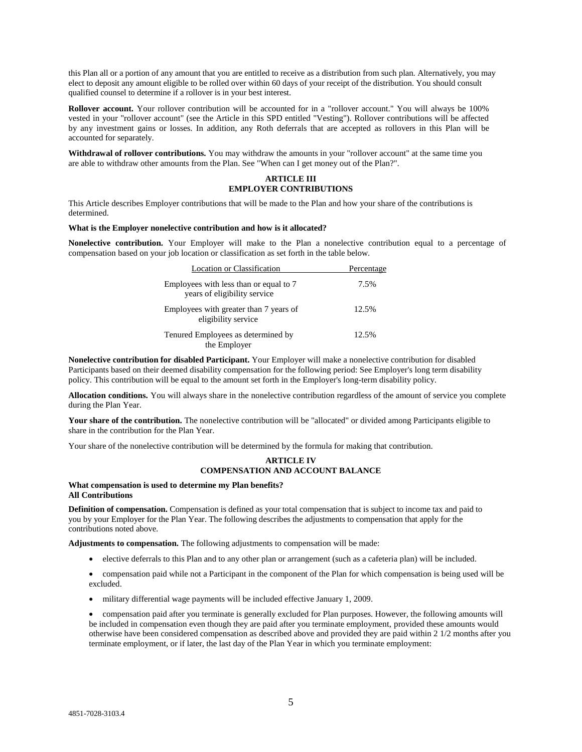this Plan all or a portion of any amount that you are entitled to receive as a distribution from such plan. Alternatively, you may elect to deposit any amount eligible to be rolled over within 60 days of your receipt of the distribution. You should consult qualified counsel to determine if a rollover is in your best interest.

**Rollover account.** Your rollover contribution will be accounted for in a "rollover account." You will always be 100% vested in your "rollover account" (see the Article in this SPD entitled "Vesting"). Rollover contributions will be affected by any investment gains or losses. In addition, any Roth deferrals that are accepted as rollovers in this Plan will be accounted for separately.

**Withdrawal of rollover contributions.** You may withdraw the amounts in your "rollover account" at the same time you are able to withdraw other amounts from the Plan. See "When can I get money out of the Plan?".

## ARTICLE III
## EMPLOYER CONTRIBUTIONS

This Article describes Employer contributions that will be made to the Plan and how your share of the contributions is determined.

**What is the Employer nonelective contribution and how is it allocated?**

**Nonelective contribution.** Your Employer will make to the Plan a nonelective contribution equal to a percentage of compensation based on your job location or classification as set forth in the table below.

| Location or Classification | Percentage |
|---|---|
| Employees with less than or equal to 7 years of eligibility service | 7.5% |
| Employees with greater than 7 years of eligibility service | 12.5% |
| Tenured Employees as determined by the Employer | 12.5% |

**Nonelective contribution for disabled Participant.** Your Employer will make a nonelective contribution for disabled Participants based on their deemed disability compensation for the following period: See Employer's long term disability policy. This contribution will be equal to the amount set forth in the Employer's long-term disability policy.

**Allocation conditions.** You will always share in the nonelective contribution regardless of the amount of service you complete during the Plan Year.

**Your share of the contribution.** The nonelective contribution will be "allocated" or divided among Participants eligible to share in the contribution for the Plan Year.

Your share of the nonelective contribution will be determined by the formula for making that contribution.

## ARTICLE IV
## COMPENSATION AND ACCOUNT BALANCE

**What compensation is used to determine my Plan benefits?**
**All Contributions**

**Definition of compensation.** Compensation is defined as your total compensation that is subject to income tax and paid to you by your Employer for the Plan Year. The following describes the adjustments to compensation that apply for the contributions noted above.

**Adjustments to compensation.** The following adjustments to compensation will be made:

- elective deferrals to this Plan and to any other plan or arrangement (such as a cafeteria plan) will be included.
- compensation paid while not a Participant in the component of the Plan for which compensation is being used will be excluded.
- military differential wage payments will be included effective January 1, 2009.
- compensation paid after you terminate is generally excluded for Plan purposes. However, the following amounts will be included in compensation even though they are paid after you terminate employment, provided these amounts would otherwise have been considered compensation as described above and provided they are paid within 2 1/2 months after you terminate employment, or if later, the last day of the Plan Year in which you terminate employment: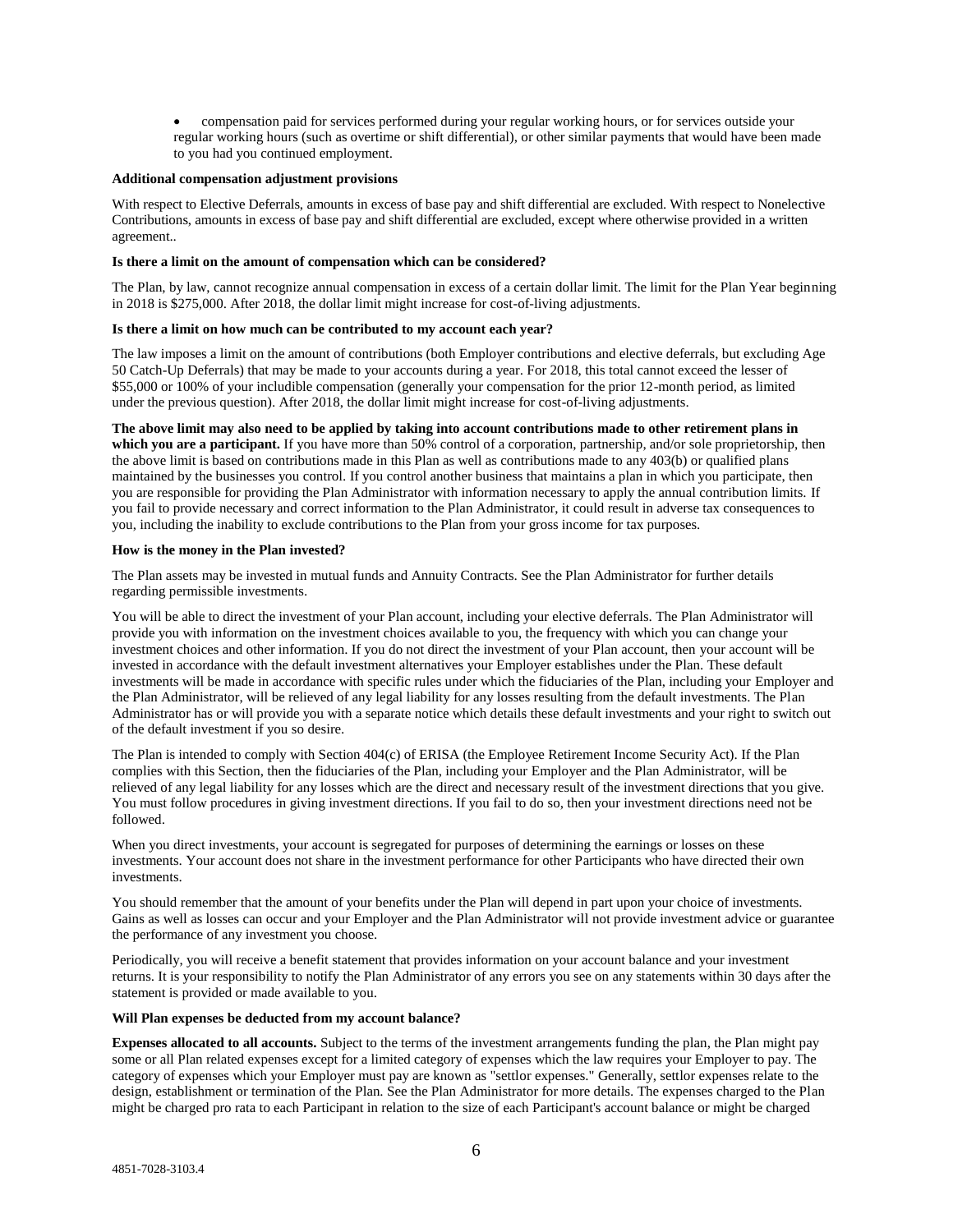- compensation paid for services performed during your regular working hours, or for services outside your regular working hours (such as overtime or shift differential), or other similar payments that would have been made to you had you continued employment.

**Additional compensation adjustment provisions**

With respect to Elective Deferrals, amounts in excess of base pay and shift differential are excluded. With respect to Nonelective Contributions, amounts in excess of base pay and shift differential are excluded, except where otherwise provided in a written agreement..

**Is there a limit on the amount of compensation which can be considered?**

The Plan, by law, cannot recognize annual compensation in excess of a certain dollar limit. The limit for the Plan Year beginning in 2018 is $275,000. After 2018, the dollar limit might increase for cost-of-living adjustments.

**Is there a limit on how much can be contributed to my account each year?**

The law imposes a limit on the amount of contributions (both Employer contributions and elective deferrals, but excluding Age 50 Catch-Up Deferrals) that may be made to your accounts during a year. For 2018, this total cannot exceed the lesser of $55,000 or 100% of your includible compensation (generally your compensation for the prior 12-month period, as limited under the previous question). After 2018, the dollar limit might increase for cost-of-living adjustments.

**The above limit may also need to be applied by taking into account contributions made to other retirement plans in which you are a participant.** If you have more than 50% control of a corporation, partnership, and/or sole proprietorship, then the above limit is based on contributions made in this Plan as well as contributions made to any 403(b) or qualified plans maintained by the businesses you control. If you control another business that maintains a plan in which you participate, then you are responsible for providing the Plan Administrator with information necessary to apply the annual contribution limits. If you fail to provide necessary and correct information to the Plan Administrator, it could result in adverse tax consequences to you, including the inability to exclude contributions to the Plan from your gross income for tax purposes.

**How is the money in the Plan invested?**

The Plan assets may be invested in mutual funds and Annuity Contracts. See the Plan Administrator for further details regarding permissible investments.

You will be able to direct the investment of your Plan account, including your elective deferrals. The Plan Administrator will provide you with information on the investment choices available to you, the frequency with which you can change your investment choices and other information. If you do not direct the investment of your Plan account, then your account will be invested in accordance with the default investment alternatives your Employer establishes under the Plan. These default investments will be made in accordance with specific rules under which the fiduciaries of the Plan, including your Employer and the Plan Administrator, will be relieved of any legal liability for any losses resulting from the default investments. The Plan Administrator has or will provide you with a separate notice which details these default investments and your right to switch out of the default investment if you so desire.

The Plan is intended to comply with Section 404(c) of ERISA (the Employee Retirement Income Security Act). If the Plan complies with this Section, then the fiduciaries of the Plan, including your Employer and the Plan Administrator, will be relieved of any legal liability for any losses which are the direct and necessary result of the investment directions that you give. You must follow procedures in giving investment directions. If you fail to do so, then your investment directions need not be followed.

When you direct investments, your account is segregated for purposes of determining the earnings or losses on these investments. Your account does not share in the investment performance for other Participants who have directed their own investments.

You should remember that the amount of your benefits under the Plan will depend in part upon your choice of investments. Gains as well as losses can occur and your Employer and the Plan Administrator will not provide investment advice or guarantee the performance of any investment you choose.

Periodically, you will receive a benefit statement that provides information on your account balance and your investment returns. It is your responsibility to notify the Plan Administrator of any errors you see on any statements within 30 days after the statement is provided or made available to you.

**Will Plan expenses be deducted from my account balance?**

**Expenses allocated to all accounts.** Subject to the terms of the investment arrangements funding the plan, the Plan might pay some or all Plan related expenses except for a limited category of expenses which the law requires your Employer to pay. The category of expenses which your Employer must pay are known as "settlor expenses." Generally, settlor expenses relate to the design, establishment or termination of the Plan. See the Plan Administrator for more details. The expenses charged to the Plan might be charged pro rata to each Participant in relation to the size of each Participant's account balance or might be charged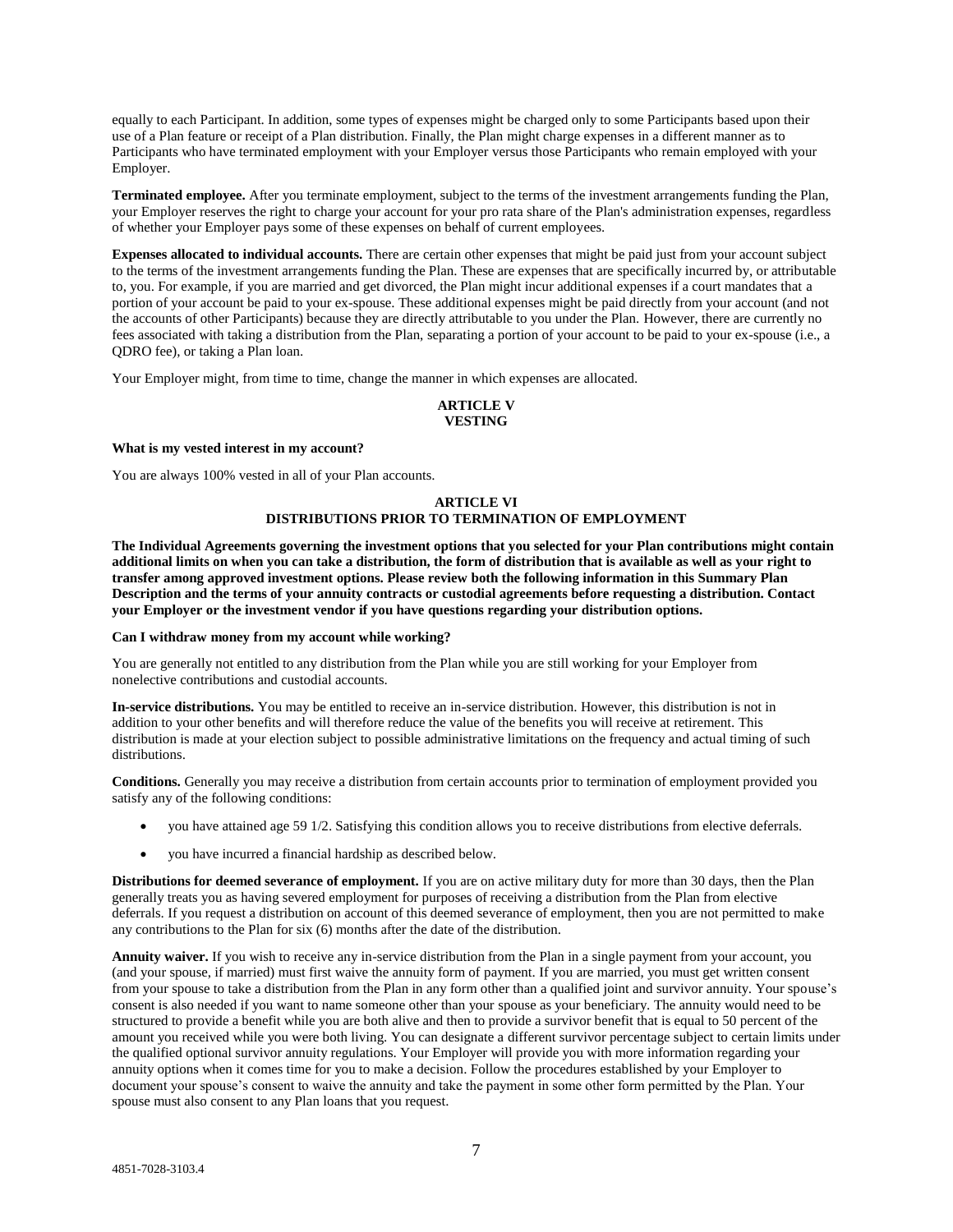equally to each Participant. In addition, some types of expenses might be charged only to some Participants based upon their use of a Plan feature or receipt of a Plan distribution. Finally, the Plan might charge expenses in a different manner as to Participants who have terminated employment with your Employer versus those Participants who remain employed with your Employer.

**Terminated employee.** After you terminate employment, subject to the terms of the investment arrangements funding the Plan, your Employer reserves the right to charge your account for your pro rata share of the Plan's administration expenses, regardless of whether your Employer pays some of these expenses on behalf of current employees.

**Expenses allocated to individual accounts.** There are certain other expenses that might be paid just from your account subject to the terms of the investment arrangements funding the Plan. These are expenses that are specifically incurred by, or attributable to, you. For example, if you are married and get divorced, the Plan might incur additional expenses if a court mandates that a portion of your account be paid to your ex-spouse. These additional expenses might be paid directly from your account (and not the accounts of other Participants) because they are directly attributable to you under the Plan. However, there are currently no fees associated with taking a distribution from the Plan, separating a portion of your account to be paid to your ex-spouse (i.e., a QDRO fee), or taking a Plan loan.

Your Employer might, from time to time, change the manner in which expenses are allocated.

## ARTICLE V
## VESTING

**What is my vested interest in my account?**

You are always 100% vested in all of your Plan accounts.

## ARTICLE VI
## DISTRIBUTIONS PRIOR TO TERMINATION OF EMPLOYMENT

**The Individual Agreements governing the investment options that you selected for your Plan contributions might contain additional limits on when you can take a distribution, the form of distribution that is available as well as your right to transfer among approved investment options. Please review both the following information in this Summary Plan Description and the terms of your annuity contracts or custodial agreements before requesting a distribution. Contact your Employer or the investment vendor if you have questions regarding your distribution options.**

**Can I withdraw money from my account while working?**

You are generally not entitled to any distribution from the Plan while you are still working for your Employer from nonelective contributions and custodial accounts.

**In-service distributions.** You may be entitled to receive an in-service distribution. However, this distribution is not in addition to your other benefits and will therefore reduce the value of the benefits you will receive at retirement. This distribution is made at your election subject to possible administrative limitations on the frequency and actual timing of such distributions.

**Conditions.** Generally you may receive a distribution from certain accounts prior to termination of employment provided you satisfy any of the following conditions:

- you have attained age 59 1/2. Satisfying this condition allows you to receive distributions from elective deferrals.
- you have incurred a financial hardship as described below.

**Distributions for deemed severance of employment.** If you are on active military duty for more than 30 days, then the Plan generally treats you as having severed employment for purposes of receiving a distribution from the Plan from elective deferrals. If you request a distribution on account of this deemed severance of employment, then you are not permitted to make any contributions to the Plan for six (6) months after the date of the distribution.

**Annuity waiver.** If you wish to receive any in-service distribution from the Plan in a single payment from your account, you (and your spouse, if married) must first waive the annuity form of payment. If you are married, you must get written consent from your spouse to take a distribution from the Plan in any form other than a qualified joint and survivor annuity. Your spouse's consent is also needed if you want to name someone other than your spouse as your beneficiary. The annuity would need to be structured to provide a benefit while you are both alive and then to provide a survivor benefit that is equal to 50 percent of the amount you received while you were both living. You can designate a different survivor percentage subject to certain limits under the qualified optional survivor annuity regulations. Your Employer will provide you with more information regarding your annuity options when it comes time for you to make a decision. Follow the procedures established by your Employer to document your spouse's consent to waive the annuity and take the payment in some other form permitted by the Plan. Your spouse must also consent to any Plan loans that you request.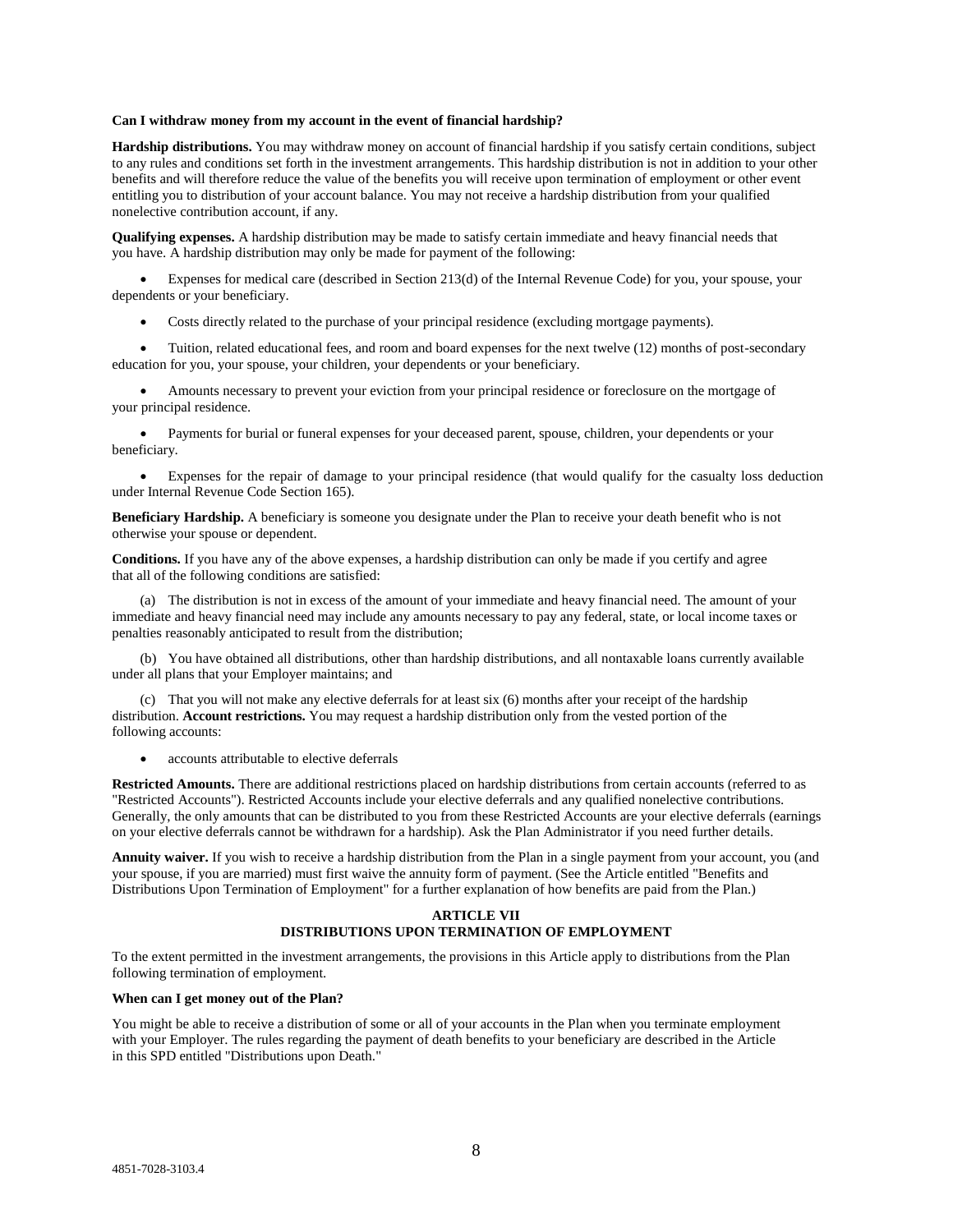**Can I withdraw money from my account in the event of financial hardship?**

**Hardship distributions.** You may withdraw money on account of financial hardship if you satisfy certain conditions, subject to any rules and conditions set forth in the investment arrangements. This hardship distribution is not in addition to your other benefits and will therefore reduce the value of the benefits you will receive upon termination of employment or other event entitling you to distribution of your account balance. You may not receive a hardship distribution from your qualified nonelective contribution account, if any.

**Qualifying expenses.** A hardship distribution may be made to satisfy certain immediate and heavy financial needs that you have. A hardship distribution may only be made for payment of the following:

- Expenses for medical care (described in Section 213(d) of the Internal Revenue Code) for you, your spouse, your dependents or your beneficiary.
- Costs directly related to the purchase of your principal residence (excluding mortgage payments).
- Tuition, related educational fees, and room and board expenses for the next twelve (12) months of post-secondary education for you, your spouse, your children, your dependents or your beneficiary.
- Amounts necessary to prevent your eviction from your principal residence or foreclosure on the mortgage of your principal residence.
- Payments for burial or funeral expenses for your deceased parent, spouse, children, your dependents or your beneficiary.
- Expenses for the repair of damage to your principal residence (that would qualify for the casualty loss deduction under Internal Revenue Code Section 165).

**Beneficiary Hardship.** A beneficiary is someone you designate under the Plan to receive your death benefit who is not otherwise your spouse or dependent.

**Conditions.** If you have any of the above expenses, a hardship distribution can only be made if you certify and agree that all of the following conditions are satisfied:

(a) The distribution is not in excess of the amount of your immediate and heavy financial need. The amount of your immediate and heavy financial need may include any amounts necessary to pay any federal, state, or local income taxes or penalties reasonably anticipated to result from the distribution;

(b) You have obtained all distributions, other than hardship distributions, and all nontaxable loans currently available under all plans that your Employer maintains; and

(c) That you will not make any elective deferrals for at least six (6) months after your receipt of the hardship distribution. **Account restrictions.** You may request a hardship distribution only from the vested portion of the following accounts:

- accounts attributable to elective deferrals

**Restricted Amounts.** There are additional restrictions placed on hardship distributions from certain accounts (referred to as "Restricted Accounts"). Restricted Accounts include your elective deferrals and any qualified nonelective contributions. Generally, the only amounts that can be distributed to you from these Restricted Accounts are your elective deferrals (earnings on your elective deferrals cannot be withdrawn for a hardship). Ask the Plan Administrator if you need further details.

**Annuity waiver.** If you wish to receive a hardship distribution from the Plan in a single payment from your account, you (and your spouse, if you are married) must first waive the annuity form of payment. (See the Article entitled "Benefits and Distributions Upon Termination of Employment" for a further explanation of how benefits are paid from the Plan.)

## ARTICLE VII
## DISTRIBUTIONS UPON TERMINATION OF EMPLOYMENT

To the extent permitted in the investment arrangements, the provisions in this Article apply to distributions from the Plan following termination of employment.

**When can I get money out of the Plan?**

You might be able to receive a distribution of some or all of your accounts in the Plan when you terminate employment with your Employer. The rules regarding the payment of death benefits to your beneficiary are described in the Article in this SPD entitled "Distributions upon Death."

4851-7028-3103.4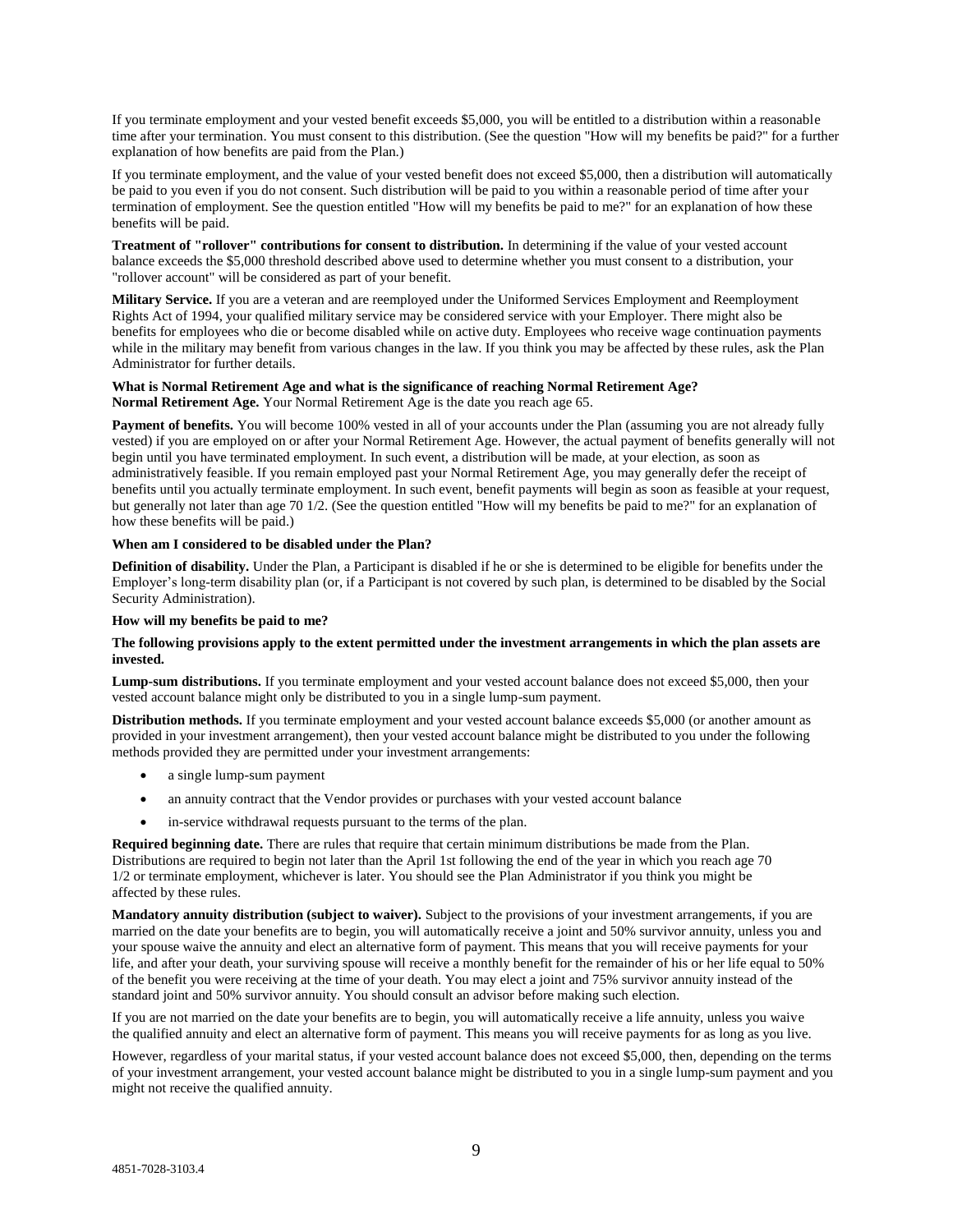If you terminate employment and your vested benefit exceeds $5,000, you will be entitled to a distribution within a reasonable time after your termination. You must consent to this distribution. (See the question "How will my benefits be paid?" for a further explanation of how benefits are paid from the Plan.)

If you terminate employment, and the value of your vested benefit does not exceed $5,000, then a distribution will automatically be paid to you even if you do not consent. Such distribution will be paid to you within a reasonable period of time after your termination of employment. See the question entitled "How will my benefits be paid to me?" for an explanation of how these benefits will be paid.

**Treatment of "rollover" contributions for consent to distribution.** In determining if the value of your vested account balance exceeds the $5,000 threshold described above used to determine whether you must consent to a distribution, your "rollover account" will be considered as part of your benefit.

**Military Service.** If you are a veteran and are reemployed under the Uniformed Services Employment and Reemployment Rights Act of 1994, your qualified military service may be considered service with your Employer. There might also be benefits for employees who die or become disabled while on active duty. Employees who receive wage continuation payments while in the military may benefit from various changes in the law. If you think you may be affected by these rules, ask the Plan Administrator for further details.

**What is Normal Retirement Age and what is the significance of reaching Normal Retirement Age?**

**Normal Retirement Age.** Your Normal Retirement Age is the date you reach age 65.

**Payment of benefits.** You will become 100% vested in all of your accounts under the Plan (assuming you are not already fully vested) if you are employed on or after your Normal Retirement Age. However, the actual payment of benefits generally will not begin until you have terminated employment. In such event, a distribution will be made, at your election, as soon as administratively feasible. If you remain employed past your Normal Retirement Age, you may generally defer the receipt of benefits until you actually terminate employment. In such event, benefit payments will begin as soon as feasible at your request, but generally not later than age 70 1/2. (See the question entitled "How will my benefits be paid to me?" for an explanation of how these benefits will be paid.)

**When am I considered to be disabled under the Plan?**

**Definition of disability.** Under the Plan, a Participant is disabled if he or she is determined to be eligible for benefits under the Employer's long-term disability plan (or, if a Participant is not covered by such plan, is determined to be disabled by the Social Security Administration).

**How will my benefits be paid to me?**

**The following provisions apply to the extent permitted under the investment arrangements in which the plan assets are invested.**

**Lump-sum distributions.** If you terminate employment and your vested account balance does not exceed $5,000, then your vested account balance might only be distributed to you in a single lump-sum payment.

**Distribution methods.** If you terminate employment and your vested account balance exceeds $5,000 (or another amount as provided in your investment arrangement), then your vested account balance might be distributed to you under the following methods provided they are permitted under your investment arrangements:

- a single lump-sum payment
- an annuity contract that the Vendor provides or purchases with your vested account balance
- in-service withdrawal requests pursuant to the terms of the plan.

**Required beginning date.** There are rules that require that certain minimum distributions be made from the Plan. Distributions are required to begin not later than the April 1st following the end of the year in which you reach age 70 1/2 or terminate employment, whichever is later. You should see the Plan Administrator if you think you might be affected by these rules.

**Mandatory annuity distribution (subject to waiver).** Subject to the provisions of your investment arrangements, if you are married on the date your benefits are to begin, you will automatically receive a joint and 50% survivor annuity, unless you and your spouse waive the annuity and elect an alternative form of payment. This means that you will receive payments for your life, and after your death, your surviving spouse will receive a monthly benefit for the remainder of his or her life equal to 50% of the benefit you were receiving at the time of your death. You may elect a joint and 75% survivor annuity instead of the standard joint and 50% survivor annuity. You should consult an advisor before making such election.

If you are not married on the date your benefits are to begin, you will automatically receive a life annuity, unless you waive the qualified annuity and elect an alternative form of payment. This means you will receive payments for as long as you live.

However, regardless of your marital status, if your vested account balance does not exceed $5,000, then, depending on the terms of your investment arrangement, your vested account balance might be distributed to you in a single lump-sum payment and you might not receive the qualified annuity.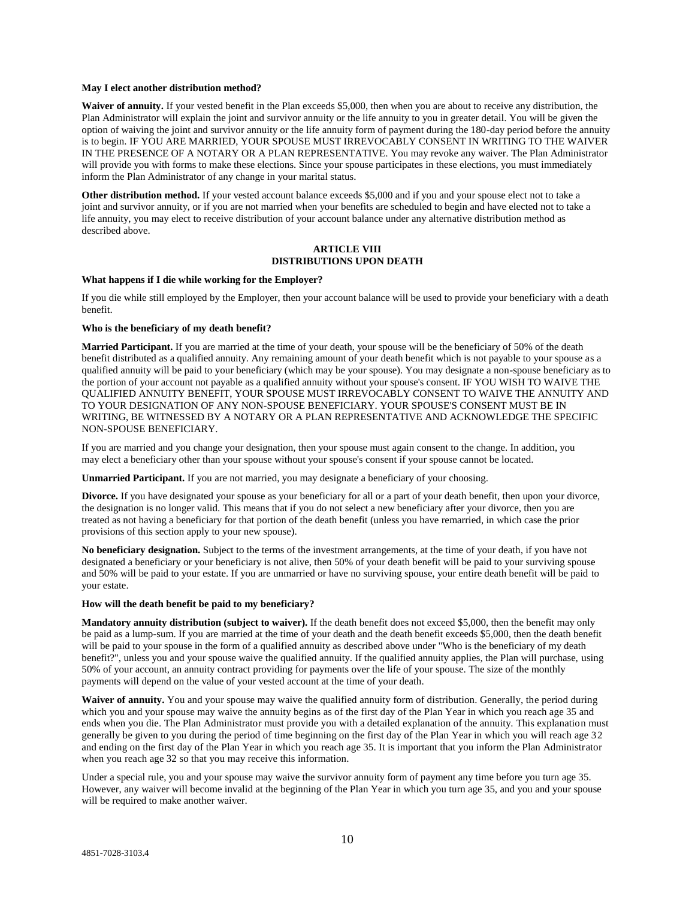**May I elect another distribution method?**

**Waiver of annuity.** If your vested benefit in the Plan exceeds $5,000, then when you are about to receive any distribution, the Plan Administrator will explain the joint and survivor annuity or the life annuity to you in greater detail. You will be given the option of waiving the joint and survivor annuity or the life annuity form of payment during the 180-day period before the annuity is to begin. IF YOU ARE MARRIED, YOUR SPOUSE MUST IRREVOCABLY CONSENT IN WRITING TO THE WAIVER IN THE PRESENCE OF A NOTARY OR A PLAN REPRESENTATIVE. You may revoke any waiver. The Plan Administrator will provide you with forms to make these elections. Since your spouse participates in these elections, you must immediately inform the Plan Administrator of any change in your marital status.

**Other distribution method.** If your vested account balance exceeds $5,000 and if you and your spouse elect not to take a joint and survivor annuity, or if you are not married when your benefits are scheduled to begin and have elected not to take a life annuity, you may elect to receive distribution of your account balance under any alternative distribution method as described above.

## ARTICLE VIII
## DISTRIBUTIONS UPON DEATH

**What happens if I die while working for the Employer?**

If you die while still employed by the Employer, then your account balance will be used to provide your beneficiary with a death benefit.

**Who is the beneficiary of my death benefit?**

**Married Participant.** If you are married at the time of your death, your spouse will be the beneficiary of 50% of the death benefit distributed as a qualified annuity. Any remaining amount of your death benefit which is not payable to your spouse as a qualified annuity will be paid to your beneficiary (which may be your spouse). You may designate a non-spouse beneficiary as to the portion of your account not payable as a qualified annuity without your spouse's consent. IF YOU WISH TO WAIVE THE QUALIFIED ANNUITY BENEFIT, YOUR SPOUSE MUST IRREVOCABLY CONSENT TO WAIVE THE ANNUITY AND TO YOUR DESIGNATION OF ANY NON-SPOUSE BENEFICIARY. YOUR SPOUSE'S CONSENT MUST BE IN WRITING, BE WITNESSED BY A NOTARY OR A PLAN REPRESENTATIVE AND ACKNOWLEDGE THE SPECIFIC NON-SPOUSE BENEFICIARY.

If you are married and you change your designation, then your spouse must again consent to the change. In addition, you may elect a beneficiary other than your spouse without your spouse's consent if your spouse cannot be located.

**Unmarried Participant.** If you are not married, you may designate a beneficiary of your choosing.

**Divorce.** If you have designated your spouse as your beneficiary for all or a part of your death benefit, then upon your divorce, the designation is no longer valid. This means that if you do not select a new beneficiary after your divorce, then you are treated as not having a beneficiary for that portion of the death benefit (unless you have remarried, in which case the prior provisions of this section apply to your new spouse).

**No beneficiary designation.** Subject to the terms of the investment arrangements, at the time of your death, if you have not designated a beneficiary or your beneficiary is not alive, then 50% of your death benefit will be paid to your surviving spouse and 50% will be paid to your estate. If you are unmarried or have no surviving spouse, your entire death benefit will be paid to your estate.

**How will the death benefit be paid to my beneficiary?**

**Mandatory annuity distribution (subject to waiver).** If the death benefit does not exceed $5,000, then the benefit may only be paid as a lump-sum. If you are married at the time of your death and the death benefit exceeds $5,000, then the death benefit will be paid to your spouse in the form of a qualified annuity as described above under "Who is the beneficiary of my death benefit?", unless you and your spouse waive the qualified annuity. If the qualified annuity applies, the Plan will purchase, using 50% of your account, an annuity contract providing for payments over the life of your spouse. The size of the monthly payments will depend on the value of your vested account at the time of your death.

**Waiver of annuity.** You and your spouse may waive the qualified annuity form of distribution. Generally, the period during which you and your spouse may waive the annuity begins as of the first day of the Plan Year in which you reach age 35 and ends when you die. The Plan Administrator must provide you with a detailed explanation of the annuity. This explanation must generally be given to you during the period of time beginning on the first day of the Plan Year in which you will reach age 32 and ending on the first day of the Plan Year in which you reach age 35. It is important that you inform the Plan Administrator when you reach age 32 so that you may receive this information.

Under a special rule, you and your spouse may waive the survivor annuity form of payment any time before you turn age 35. However, any waiver will become invalid at the beginning of the Plan Year in which you turn age 35, and you and your spouse will be required to make another waiver.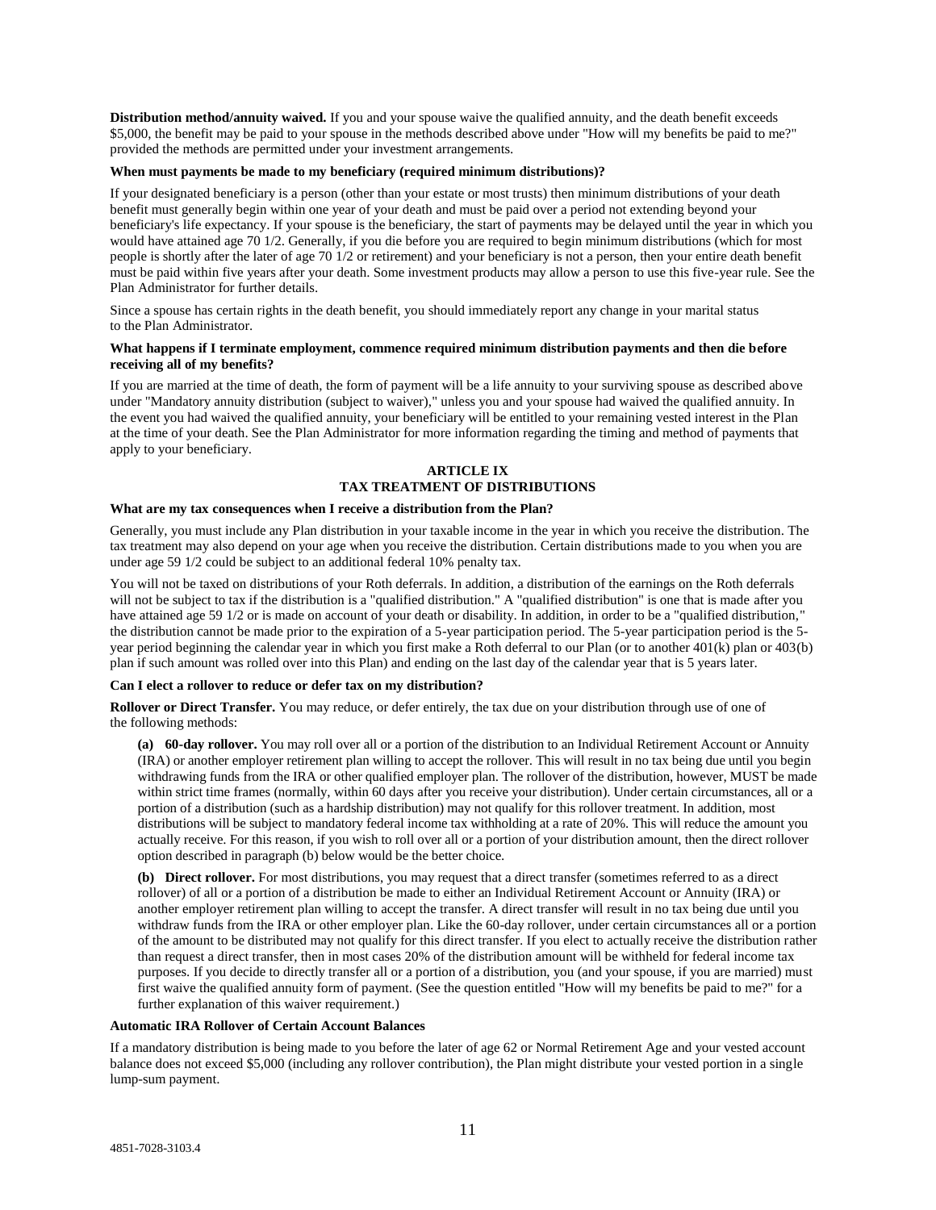**Distribution method/annuity waived.** If you and your spouse waive the qualified annuity, and the death benefit exceeds $5,000, the benefit may be paid to your spouse in the methods described above under "How will my benefits be paid to me?" provided the methods are permitted under your investment arrangements.

**When must payments be made to my beneficiary (required minimum distributions)?**

If your designated beneficiary is a person (other than your estate or most trusts) then minimum distributions of your death benefit must generally begin within one year of your death and must be paid over a period not extending beyond your beneficiary's life expectancy. If your spouse is the beneficiary, the start of payments may be delayed until the year in which you would have attained age 70 1/2. Generally, if you die before you are required to begin minimum distributions (which for most people is shortly after the later of age 70 1/2 or retirement) and your beneficiary is not a person, then your entire death benefit must be paid within five years after your death. Some investment products may allow a person to use this five-year rule. See the Plan Administrator for further details.

Since a spouse has certain rights in the death benefit, you should immediately report any change in your marital status to the Plan Administrator.

**What happens if I terminate employment, commence required minimum distribution payments and then die before receiving all of my benefits?**

If you are married at the time of death, the form of payment will be a life annuity to your surviving spouse as described above under "Mandatory annuity distribution (subject to waiver)," unless you and your spouse had waived the qualified annuity. In the event you had waived the qualified annuity, your beneficiary will be entitled to your remaining vested interest in the Plan at the time of your death. See the Plan Administrator for more information regarding the timing and method of payments that apply to your beneficiary.

## ARTICLE IX
## TAX TREATMENT OF DISTRIBUTIONS

**What are my tax consequences when I receive a distribution from the Plan?**

Generally, you must include any Plan distribution in your taxable income in the year in which you receive the distribution. The tax treatment may also depend on your age when you receive the distribution. Certain distributions made to you when you are under age 59 1/2 could be subject to an additional federal 10% penalty tax.

You will not be taxed on distributions of your Roth deferrals. In addition, a distribution of the earnings on the Roth deferrals will not be subject to tax if the distribution is a "qualified distribution." A "qualified distribution" is one that is made after you have attained age 59 1/2 or is made on account of your death or disability. In addition, in order to be a "qualified distribution," the distribution cannot be made prior to the expiration of a 5-year participation period. The 5-year participation period is the 5-year period beginning the calendar year in which you first make a Roth deferral to our Plan (or to another 401(k) plan or 403(b) plan if such amount was rolled over into this Plan) and ending on the last day of the calendar year that is 5 years later.

**Can I elect a rollover to reduce or defer tax on my distribution?**

**Rollover or Direct Transfer.** You may reduce, or defer entirely, the tax due on your distribution through use of one of the following methods:

**(a) 60-day rollover.** You may roll over all or a portion of the distribution to an Individual Retirement Account or Annuity (IRA) or another employer retirement plan willing to accept the rollover. This will result in no tax being due until you begin withdrawing funds from the IRA or other qualified employer plan. The rollover of the distribution, however, MUST be made within strict time frames (normally, within 60 days after you receive your distribution). Under certain circumstances, all or a portion of a distribution (such as a hardship distribution) may not qualify for this rollover treatment. In addition, most distributions will be subject to mandatory federal income tax withholding at a rate of 20%. This will reduce the amount you actually receive. For this reason, if you wish to roll over all or a portion of your distribution amount, then the direct rollover option described in paragraph (b) below would be the better choice.

**(b) Direct rollover.** For most distributions, you may request that a direct transfer (sometimes referred to as a direct rollover) of all or a portion of a distribution be made to either an Individual Retirement Account or Annuity (IRA) or another employer retirement plan willing to accept the transfer. A direct transfer will result in no tax being due until you withdraw funds from the IRA or other employer plan. Like the 60-day rollover, under certain circumstances all or a portion of the amount to be distributed may not qualify for this direct transfer. If you elect to actually receive the distribution rather than request a direct transfer, then in most cases 20% of the distribution amount will be withheld for federal income tax purposes. If you decide to directly transfer all or a portion of a distribution, you (and your spouse, if you are married) must first waive the qualified annuity form of payment. (See the question entitled "How will my benefits be paid to me?" for a further explanation of this waiver requirement.)

**Automatic IRA Rollover of Certain Account Balances**

If a mandatory distribution is being made to you before the later of age 62 or Normal Retirement Age and your vested account balance does not exceed $5,000 (including any rollover contribution), the Plan might distribute your vested portion in a single lump-sum payment.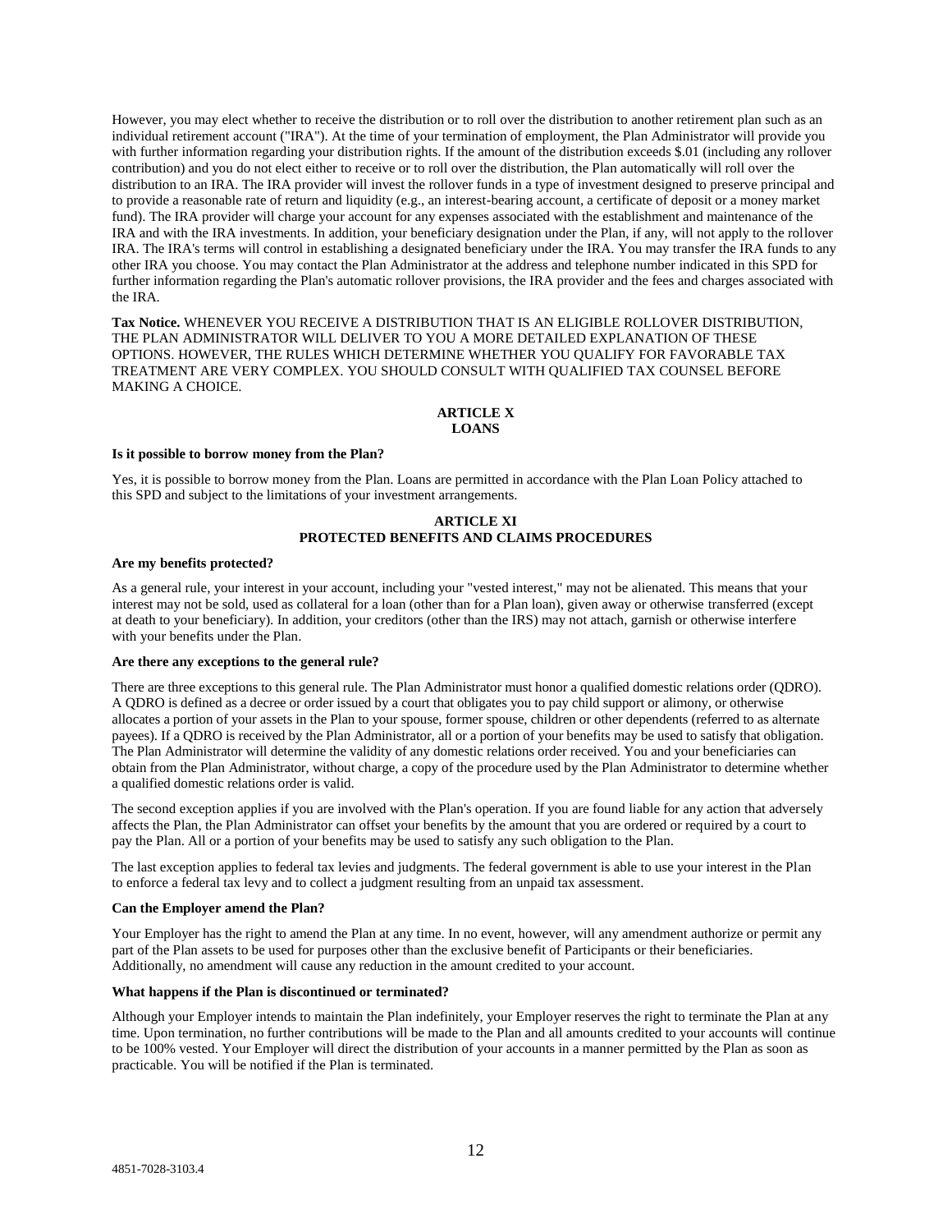However, you may elect whether to receive the distribution or to roll over the distribution to another retirement plan such as an individual retirement account ("IRA"). At the time of your termination of employment, the Plan Administrator will provide you with further information regarding your distribution rights. If the amount of the distribution exceeds $.01 (including any rollover contribution) and you do not elect either to receive or to roll over the distribution, the Plan automatically will roll over the distribution to an IRA. The IRA provider will invest the rollover funds in a type of investment designed to preserve principal and to provide a reasonable rate of return and liquidity (e.g., an interest-bearing account, a certificate of deposit or a money market fund). The IRA provider will charge your account for any expenses associated with the establishment and maintenance of the IRA and with the IRA investments. In addition, your beneficiary designation under the Plan, if any, will not apply to the rollover IRA. The IRA's terms will control in establishing a designated beneficiary under the IRA. You may transfer the IRA funds to any other IRA you choose. You may contact the Plan Administrator at the address and telephone number indicated in this SPD for further information regarding the Plan's automatic rollover provisions, the IRA provider and the fees and charges associated with the IRA.

**Tax Notice.** WHENEVER YOU RECEIVE A DISTRIBUTION THAT IS AN ELIGIBLE ROLLOVER DISTRIBUTION, THE PLAN ADMINISTRATOR WILL DELIVER TO YOU A MORE DETAILED EXPLANATION OF THESE OPTIONS. HOWEVER, THE RULES WHICH DETERMINE WHETHER YOU QUALIFY FOR FAVORABLE TAX TREATMENT ARE VERY COMPLEX. YOU SHOULD CONSULT WITH QUALIFIED TAX COUNSEL BEFORE MAKING A CHOICE.

## ARTICLE X
## LOANS

**Is it possible to borrow money from the Plan?**

Yes, it is possible to borrow money from the Plan. Loans are permitted in accordance with the Plan Loan Policy attached to this SPD and subject to the limitations of your investment arrangements.

## ARTICLE XI
## PROTECTED BENEFITS AND CLAIMS PROCEDURES

**Are my benefits protected?**

As a general rule, your interest in your account, including your "vested interest," may not be alienated. This means that your interest may not be sold, used as collateral for a loan (other than for a Plan loan), given away or otherwise transferred (except at death to your beneficiary). In addition, your creditors (other than the IRS) may not attach, garnish or otherwise interfere with your benefits under the Plan.

**Are there any exceptions to the general rule?**

There are three exceptions to this general rule. The Plan Administrator must honor a qualified domestic relations order (QDRO). A QDRO is defined as a decree or order issued by a court that obligates you to pay child support or alimony, or otherwise allocates a portion of your assets in the Plan to your spouse, former spouse, children or other dependents (referred to as alternate payees). If a QDRO is received by the Plan Administrator, all or a portion of your benefits may be used to satisfy that obligation. The Plan Administrator will determine the validity of any domestic relations order received. You and your beneficiaries can obtain from the Plan Administrator, without charge, a copy of the procedure used by the Plan Administrator to determine whether a qualified domestic relations order is valid.

The second exception applies if you are involved with the Plan's operation. If you are found liable for any action that adversely affects the Plan, the Plan Administrator can offset your benefits by the amount that you are ordered or required by a court to pay the Plan. All or a portion of your benefits may be used to satisfy any such obligation to the Plan.

The last exception applies to federal tax levies and judgments. The federal government is able to use your interest in the Plan to enforce a federal tax levy and to collect a judgment resulting from an unpaid tax assessment.

**Can the Employer amend the Plan?**

Your Employer has the right to amend the Plan at any time. In no event, however, will any amendment authorize or permit any part of the Plan assets to be used for purposes other than the exclusive benefit of Participants or their beneficiaries. Additionally, no amendment will cause any reduction in the amount credited to your account.

**What happens if the Plan is discontinued or terminated?**

Although your Employer intends to maintain the Plan indefinitely, your Employer reserves the right to terminate the Plan at any time. Upon termination, no further contributions will be made to the Plan and all amounts credited to your accounts will continue to be 100% vested. Your Employer will direct the distribution of your accounts in a manner permitted by the Plan as soon as practicable. You will be notified if the Plan is terminated.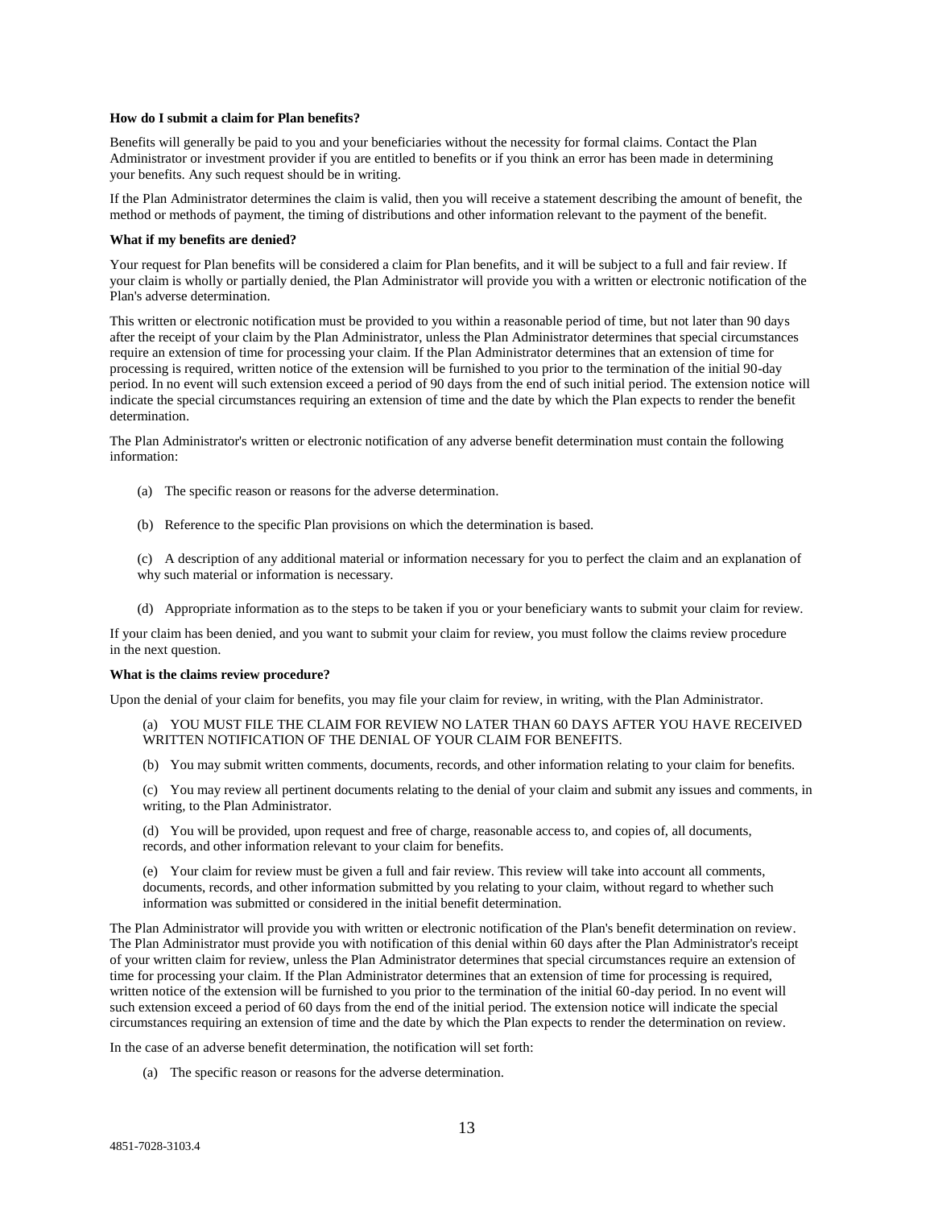**How do I submit a claim for Plan benefits?**

Benefits will generally be paid to you and your beneficiaries without the necessity for formal claims. Contact the Plan Administrator or investment provider if you are entitled to benefits or if you think an error has been made in determining your benefits. Any such request should be in writing.

If the Plan Administrator determines the claim is valid, then you will receive a statement describing the amount of benefit, the method or methods of payment, the timing of distributions and other information relevant to the payment of the benefit.

**What if my benefits are denied?**

Your request for Plan benefits will be considered a claim for Plan benefits, and it will be subject to a full and fair review. If your claim is wholly or partially denied, the Plan Administrator will provide you with a written or electronic notification of the Plan's adverse determination.

This written or electronic notification must be provided to you within a reasonable period of time, but not later than 90 days after the receipt of your claim by the Plan Administrator, unless the Plan Administrator determines that special circumstances require an extension of time for processing your claim. If the Plan Administrator determines that an extension of time for processing is required, written notice of the extension will be furnished to you prior to the termination of the initial 90-day period. In no event will such extension exceed a period of 90 days from the end of such initial period. The extension notice will indicate the special circumstances requiring an extension of time and the date by which the Plan expects to render the benefit determination.

The Plan Administrator's written or electronic notification of any adverse benefit determination must contain the following information:

(a) The specific reason or reasons for the adverse determination.

(b) Reference to the specific Plan provisions on which the determination is based.

(c) A description of any additional material or information necessary for you to perfect the claim and an explanation of why such material or information is necessary.

(d) Appropriate information as to the steps to be taken if you or your beneficiary wants to submit your claim for review.

If your claim has been denied, and you want to submit your claim for review, you must follow the claims review procedure in the next question.

**What is the claims review procedure?**

Upon the denial of your claim for benefits, you may file your claim for review, in writing, with the Plan Administrator.

(a) YOU MUST FILE THE CLAIM FOR REVIEW NO LATER THAN 60 DAYS AFTER YOU HAVE RECEIVED WRITTEN NOTIFICATION OF THE DENIAL OF YOUR CLAIM FOR BENEFITS.

(b) You may submit written comments, documents, records, and other information relating to your claim for benefits.

(c) You may review all pertinent documents relating to the denial of your claim and submit any issues and comments, in writing, to the Plan Administrator.

(d) You will be provided, upon request and free of charge, reasonable access to, and copies of, all documents, records, and other information relevant to your claim for benefits.

(e) Your claim for review must be given a full and fair review. This review will take into account all comments, documents, records, and other information submitted by you relating to your claim, without regard to whether such information was submitted or considered in the initial benefit determination.

The Plan Administrator will provide you with written or electronic notification of the Plan's benefit determination on review. The Plan Administrator must provide you with notification of this denial within 60 days after the Plan Administrator's receipt of your written claim for review, unless the Plan Administrator determines that special circumstances require an extension of time for processing your claim. If the Plan Administrator determines that an extension of time for processing is required, written notice of the extension will be furnished to you prior to the termination of the initial 60-day period. In no event will such extension exceed a period of 60 days from the end of the initial period. The extension notice will indicate the special circumstances requiring an extension of time and the date by which the Plan expects to render the determination on review.

In the case of an adverse benefit determination, the notification will set forth:

(a) The specific reason or reasons for the adverse determination.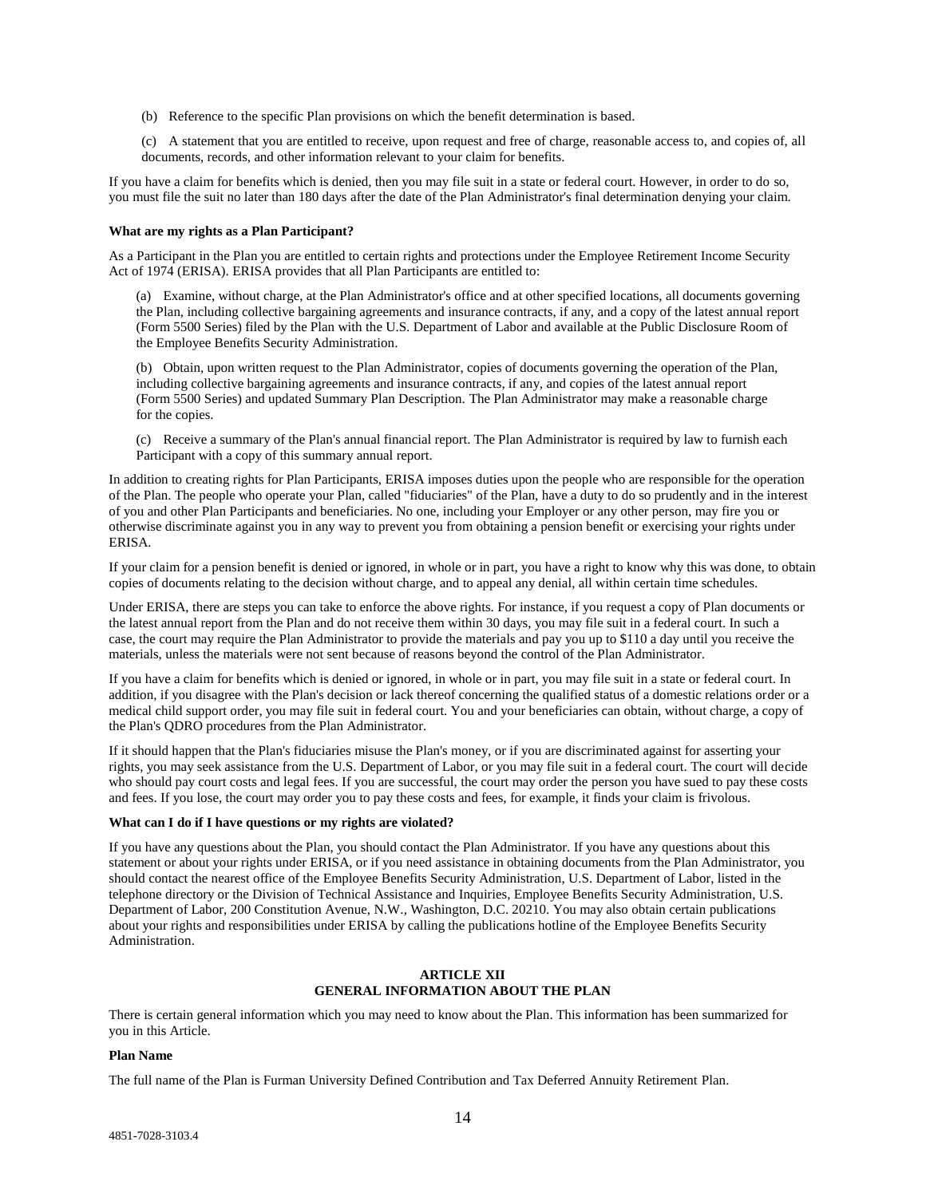(b) Reference to the specific Plan provisions on which the benefit determination is based.

(c) A statement that you are entitled to receive, upon request and free of charge, reasonable access to, and copies of, all documents, records, and other information relevant to your claim for benefits.

If you have a claim for benefits which is denied, then you may file suit in a state or federal court. However, in order to do so, you must file the suit no later than 180 days after the date of the Plan Administrator's final determination denying your claim.

**What are my rights as a Plan Participant?**

As a Participant in the Plan you are entitled to certain rights and protections under the Employee Retirement Income Security Act of 1974 (ERISA). ERISA provides that all Plan Participants are entitled to:

(a) Examine, without charge, at the Plan Administrator's office and at other specified locations, all documents governing the Plan, including collective bargaining agreements and insurance contracts, if any, and a copy of the latest annual report (Form 5500 Series) filed by the Plan with the U.S. Department of Labor and available at the Public Disclosure Room of the Employee Benefits Security Administration.

(b) Obtain, upon written request to the Plan Administrator, copies of documents governing the operation of the Plan, including collective bargaining agreements and insurance contracts, if any, and copies of the latest annual report (Form 5500 Series) and updated Summary Plan Description. The Plan Administrator may make a reasonable charge for the copies.

(c) Receive a summary of the Plan's annual financial report. The Plan Administrator is required by law to furnish each Participant with a copy of this summary annual report.

In addition to creating rights for Plan Participants, ERISA imposes duties upon the people who are responsible for the operation of the Plan. The people who operate your Plan, called "fiduciaries" of the Plan, have a duty to do so prudently and in the interest of you and other Plan Participants and beneficiaries. No one, including your Employer or any other person, may fire you or otherwise discriminate against you in any way to prevent you from obtaining a pension benefit or exercising your rights under ERISA.

If your claim for a pension benefit is denied or ignored, in whole or in part, you have a right to know why this was done, to obtain copies of documents relating to the decision without charge, and to appeal any denial, all within certain time schedules.

Under ERISA, there are steps you can take to enforce the above rights. For instance, if you request a copy of Plan documents or the latest annual report from the Plan and do not receive them within 30 days, you may file suit in a federal court. In such a case, the court may require the Plan Administrator to provide the materials and pay you up to $110 a day until you receive the materials, unless the materials were not sent because of reasons beyond the control of the Plan Administrator.

If you have a claim for benefits which is denied or ignored, in whole or in part, you may file suit in a state or federal court. In addition, if you disagree with the Plan's decision or lack thereof concerning the qualified status of a domestic relations order or a medical child support order, you may file suit in federal court. You and your beneficiaries can obtain, without charge, a copy of the Plan's QDRO procedures from the Plan Administrator.

If it should happen that the Plan's fiduciaries misuse the Plan's money, or if you are discriminated against for asserting your rights, you may seek assistance from the U.S. Department of Labor, or you may file suit in a federal court. The court will decide who should pay court costs and legal fees. If you are successful, the court may order the person you have sued to pay these costs and fees. If you lose, the court may order you to pay these costs and fees, for example, it finds your claim is frivolous.

**What can I do if I have questions or my rights are violated?**

If you have any questions about the Plan, you should contact the Plan Administrator. If you have any questions about this statement or about your rights under ERISA, or if you need assistance in obtaining documents from the Plan Administrator, you should contact the nearest office of the Employee Benefits Security Administration, U.S. Department of Labor, listed in the telephone directory or the Division of Technical Assistance and Inquiries, Employee Benefits Security Administration, U.S. Department of Labor, 200 Constitution Avenue, N.W., Washington, D.C. 20210. You may also obtain certain publications about your rights and responsibilities under ERISA by calling the publications hotline of the Employee Benefits Security Administration.

## ARTICLE XII
## GENERAL INFORMATION ABOUT THE PLAN

There is certain general information which you may need to know about the Plan. This information has been summarized for you in this Article.

**Plan Name**

The full name of the Plan is Furman University Defined Contribution and Tax Deferred Annuity Retirement Plan.

4851-7028-3103.4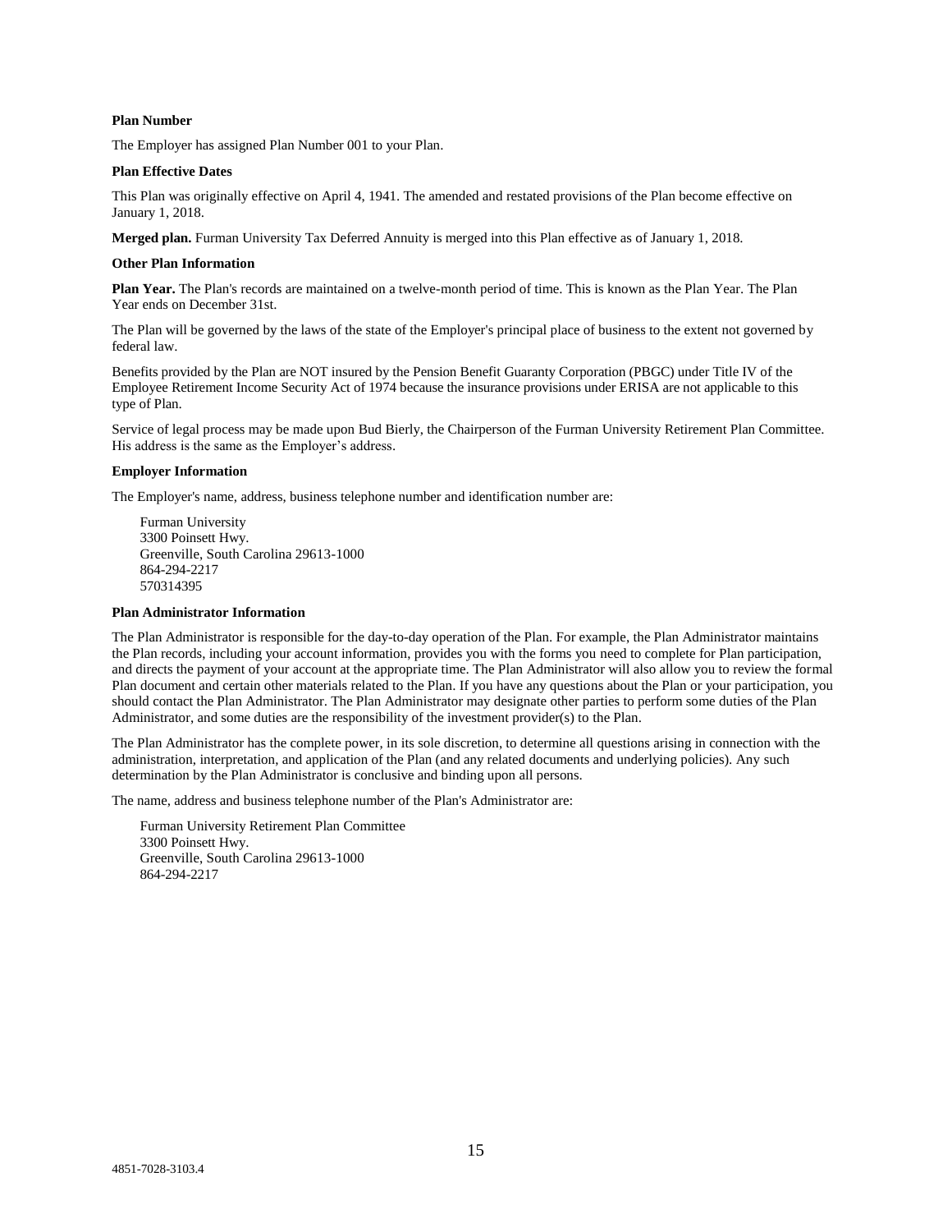**Plan Number**

The Employer has assigned Plan Number 001 to your Plan.

**Plan Effective Dates**

This Plan was originally effective on April 4, 1941. The amended and restated provisions of the Plan become effective on January 1, 2018.

**Merged plan.** Furman University Tax Deferred Annuity is merged into this Plan effective as of January 1, 2018.

**Other Plan Information**

**Plan Year.** The Plan's records are maintained on a twelve-month period of time. This is known as the Plan Year. The Plan Year ends on December 31st.

The Plan will be governed by the laws of the state of the Employer's principal place of business to the extent not governed by federal law.

Benefits provided by the Plan are NOT insured by the Pension Benefit Guaranty Corporation (PBGC) under Title IV of the Employee Retirement Income Security Act of 1974 because the insurance provisions under ERISA are not applicable to this type of Plan.

Service of legal process may be made upon Bud Bierly, the Chairperson of the Furman University Retirement Plan Committee. His address is the same as the Employer's address.

**Employer Information**

The Employer's name, address, business telephone number and identification number are:

Furman University
3300 Poinsett Hwy.
Greenville, South Carolina 29613-1000
864-294-2217
570314395

**Plan Administrator Information**

The Plan Administrator is responsible for the day-to-day operation of the Plan. For example, the Plan Administrator maintains the Plan records, including your account information, provides you with the forms you need to complete for Plan participation, and directs the payment of your account at the appropriate time. The Plan Administrator will also allow you to review the formal Plan document and certain other materials related to the Plan. If you have any questions about the Plan or your participation, you should contact the Plan Administrator. The Plan Administrator may designate other parties to perform some duties of the Plan Administrator, and some duties are the responsibility of the investment provider(s) to the Plan.

The Plan Administrator has the complete power, in its sole discretion, to determine all questions arising in connection with the administration, interpretation, and application of the Plan (and any related documents and underlying policies). Any such determination by the Plan Administrator is conclusive and binding upon all persons.

The name, address and business telephone number of the Plan's Administrator are:

Furman University Retirement Plan Committee
3300 Poinsett Hwy.
Greenville, South Carolina 29613-1000
864-294-2217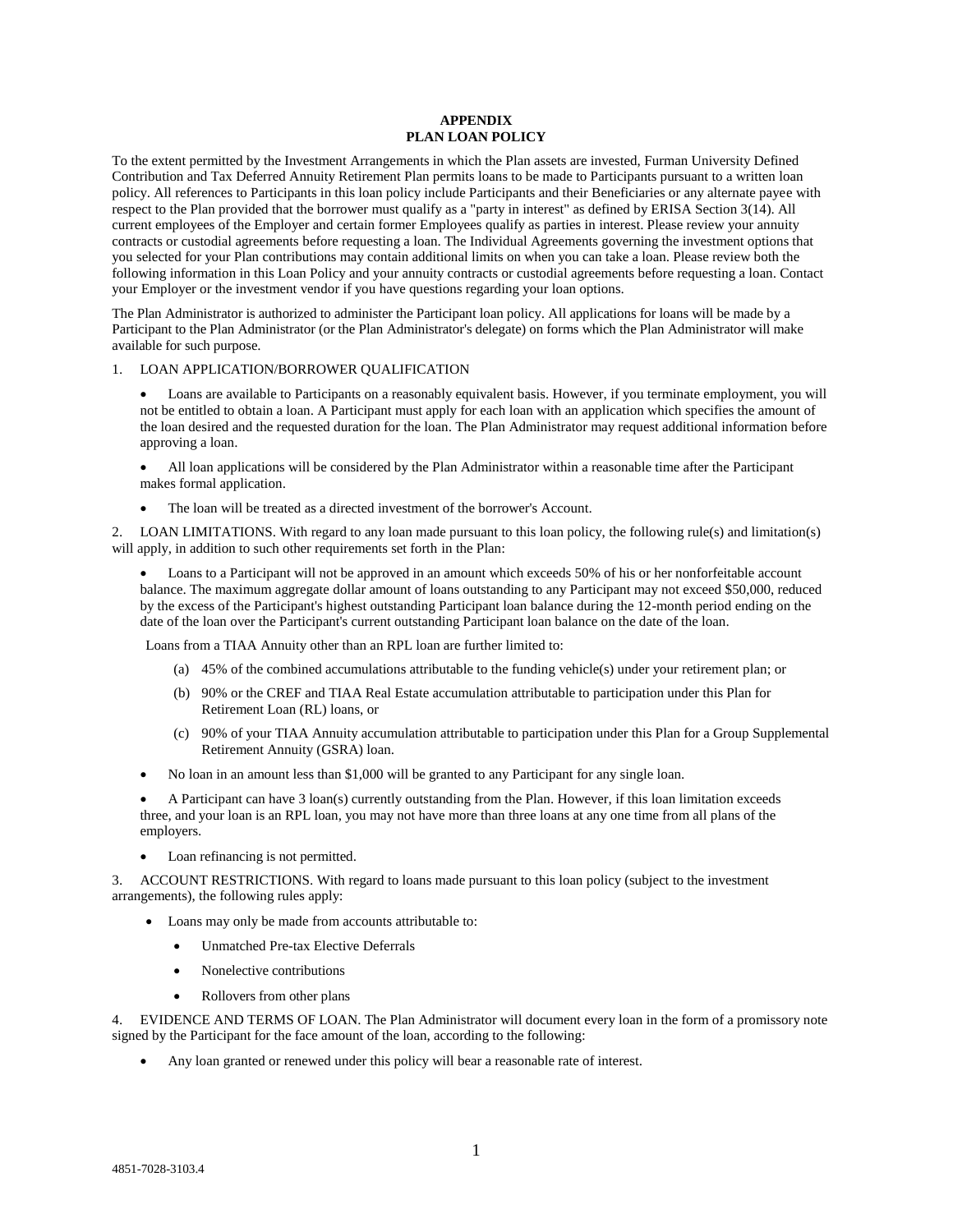# APPENDIX
# PLAN LOAN POLICY

To the extent permitted by the Investment Arrangements in which the Plan assets are invested, Furman University Defined Contribution and Tax Deferred Annuity Retirement Plan permits loans to be made to Participants pursuant to a written loan policy. All references to Participants in this loan policy include Participants and their Beneficiaries or any alternate payee with respect to the Plan provided that the borrower must qualify as a "party in interest" as defined by ERISA Section 3(14). All current employees of the Employer and certain former Employees qualify as parties in interest. Please review your annuity contracts or custodial agreements before requesting a loan. The Individual Agreements governing the investment options that you selected for your Plan contributions may contain additional limits on when you can take a loan. Please review both the following information in this Loan Policy and your annuity contracts or custodial agreements before requesting a loan. Contact your Employer or the investment vendor if you have questions regarding your loan options.

The Plan Administrator is authorized to administer the Participant loan policy. All applications for loans will be made by a Participant to the Plan Administrator (or the Plan Administrator's delegate) on forms which the Plan Administrator will make available for such purpose.

1. LOAN APPLICATION/BORROWER QUALIFICATION

- Loans are available to Participants on a reasonably equivalent basis. However, if you terminate employment, you will not be entitled to obtain a loan. A Participant must apply for each loan with an application which specifies the amount of the loan desired and the requested duration for the loan. The Plan Administrator may request additional information before approving a loan.
- All loan applications will be considered by the Plan Administrator within a reasonable time after the Participant makes formal application.
- The loan will be treated as a directed investment of the borrower's Account.

2. LOAN LIMITATIONS. With regard to any loan made pursuant to this loan policy, the following rule(s) and limitation(s) will apply, in addition to such other requirements set forth in the Plan:

- Loans to a Participant will not be approved in an amount which exceeds 50% of his or her nonforfeitable account balance. The maximum aggregate dollar amount of loans outstanding to any Participant may not exceed $50,000, reduced by the excess of the Participant's highest outstanding Participant loan balance during the 12-month period ending on the date of the loan over the Participant's current outstanding Participant loan balance on the date of the loan.

  Loans from a TIAA Annuity other than an RPL loan are further limited to:

  (a) 45% of the combined accumulations attributable to the funding vehicle(s) under your retirement plan; or

  (b) 90% or the CREF and TIAA Real Estate accumulation attributable to participation under this Plan for Retirement Loan (RL) loans, or

  (c) 90% of your TIAA Annuity accumulation attributable to participation under this Plan for a Group Supplemental Retirement Annuity (GSRA) loan.

- No loan in an amount less than $1,000 will be granted to any Participant for any single loan.
- A Participant can have 3 loan(s) currently outstanding from the Plan. However, if this loan limitation exceeds three, and your loan is an RPL loan, you may not have more than three loans at any one time from all plans of the employers.
- Loan refinancing is not permitted.

3. ACCOUNT RESTRICTIONS. With regard to loans made pursuant to this loan policy (subject to the investment arrangements), the following rules apply:

- Loans may only be made from accounts attributable to:
  - Unmatched Pre-tax Elective Deferrals
  - Nonelective contributions
  - Rollovers from other plans

4. EVIDENCE AND TERMS OF LOAN. The Plan Administrator will document every loan in the form of a promissory note signed by the Participant for the face amount of the loan, according to the following:

- Any loan granted or renewed under this policy will bear a reasonable rate of interest.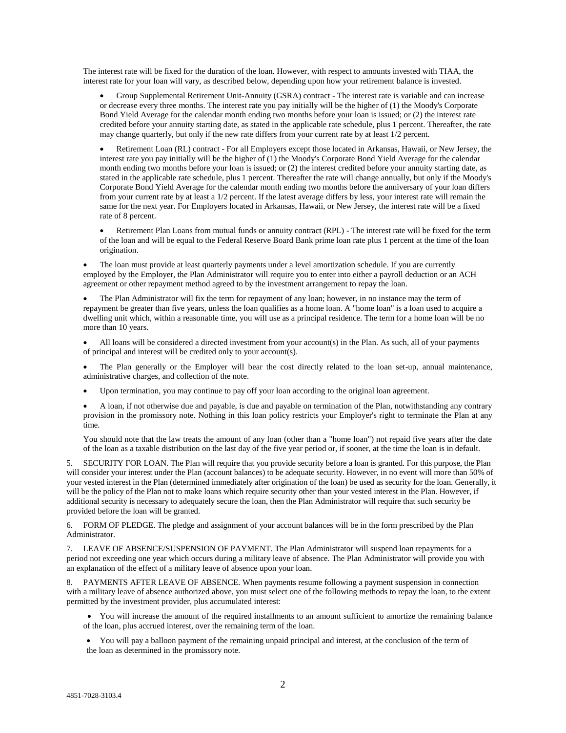The interest rate will be fixed for the duration of the loan. However, with respect to amounts invested with TIAA, the interest rate for your loan will vary, as described below, depending upon how your retirement balance is invested.

- Group Supplemental Retirement Unit-Annuity (GSRA) contract - The interest rate is variable and can increase or decrease every three months. The interest rate you pay initially will be the higher of (1) the Moody's Corporate Bond Yield Average for the calendar month ending two months before your loan is issued; or (2) the interest rate credited before your annuity starting date, as stated in the applicable rate schedule, plus 1 percent. Thereafter, the rate may change quarterly, but only if the new rate differs from your current rate by at least 1/2 percent.
- Retirement Loan (RL) contract - For all Employers except those located in Arkansas, Hawaii, or New Jersey, the interest rate you pay initially will be the higher of (1) the Moody's Corporate Bond Yield Average for the calendar month ending two months before your loan is issued; or (2) the interest credited before your annuity starting date, as stated in the applicable rate schedule, plus 1 percent. Thereafter the rate will change annually, but only if the Moody's Corporate Bond Yield Average for the calendar month ending two months before the anniversary of your loan differs from your current rate by at least a 1/2 percent. If the latest average differs by less, your interest rate will remain the same for the next year. For Employers located in Arkansas, Hawaii, or New Jersey, the interest rate will be a fixed rate of 8 percent.
- Retirement Plan Loans from mutual funds or annuity contract (RPL) - The interest rate will be fixed for the term of the loan and will be equal to the Federal Reserve Board Bank prime loan rate plus 1 percent at the time of the loan origination.

- The loan must provide at least quarterly payments under a level amortization schedule. If you are currently employed by the Employer, the Plan Administrator will require you to enter into either a payroll deduction or an ACH agreement or other repayment method agreed to by the investment arrangement to repay the loan.
- The Plan Administrator will fix the term for repayment of any loan; however, in no instance may the term of repayment be greater than five years, unless the loan qualifies as a home loan. A "home loan" is a loan used to acquire a dwelling unit which, within a reasonable time, you will use as a principal residence. The term for a home loan will be no more than 10 years.
- All loans will be considered a directed investment from your account(s) in the Plan. As such, all of your payments of principal and interest will be credited only to your account(s).
- The Plan generally or the Employer will bear the cost directly related to the loan set-up, annual maintenance, administrative charges, and collection of the note.
- Upon termination, you may continue to pay off your loan according to the original loan agreement.
- A loan, if not otherwise due and payable, is due and payable on termination of the Plan, notwithstanding any contrary provision in the promissory note. Nothing in this loan policy restricts your Employer's right to terminate the Plan at any time.

You should note that the law treats the amount of any loan (other than a "home loan") not repaid five years after the date of the loan as a taxable distribution on the last day of the five year period or, if sooner, at the time the loan is in default.

5. SECURITY FOR LOAN. The Plan will require that you provide security before a loan is granted. For this purpose, the Plan will consider your interest under the Plan (account balances) to be adequate security. However, in no event will more than 50% of your vested interest in the Plan (determined immediately after origination of the loan) be used as security for the loan. Generally, it will be the policy of the Plan not to make loans which require security other than your vested interest in the Plan. However, if additional security is necessary to adequately secure the loan, then the Plan Administrator will require that such security be provided before the loan will be granted.

6. FORM OF PLEDGE. The pledge and assignment of your account balances will be in the form prescribed by the Plan Administrator.

7. LEAVE OF ABSENCE/SUSPENSION OF PAYMENT. The Plan Administrator will suspend loan repayments for a period not exceeding one year which occurs during a military leave of absence. The Plan Administrator will provide you with an explanation of the effect of a military leave of absence upon your loan.

8. PAYMENTS AFTER LEAVE OF ABSENCE. When payments resume following a payment suspension in connection with a military leave of absence authorized above, you must select one of the following methods to repay the loan, to the extent permitted by the investment provider, plus accumulated interest:

- You will increase the amount of the required installments to an amount sufficient to amortize the remaining balance of the loan, plus accrued interest, over the remaining term of the loan.
- You will pay a balloon payment of the remaining unpaid principal and interest, at the conclusion of the term of the loan as determined in the promissory note.

4851-7028-3103.4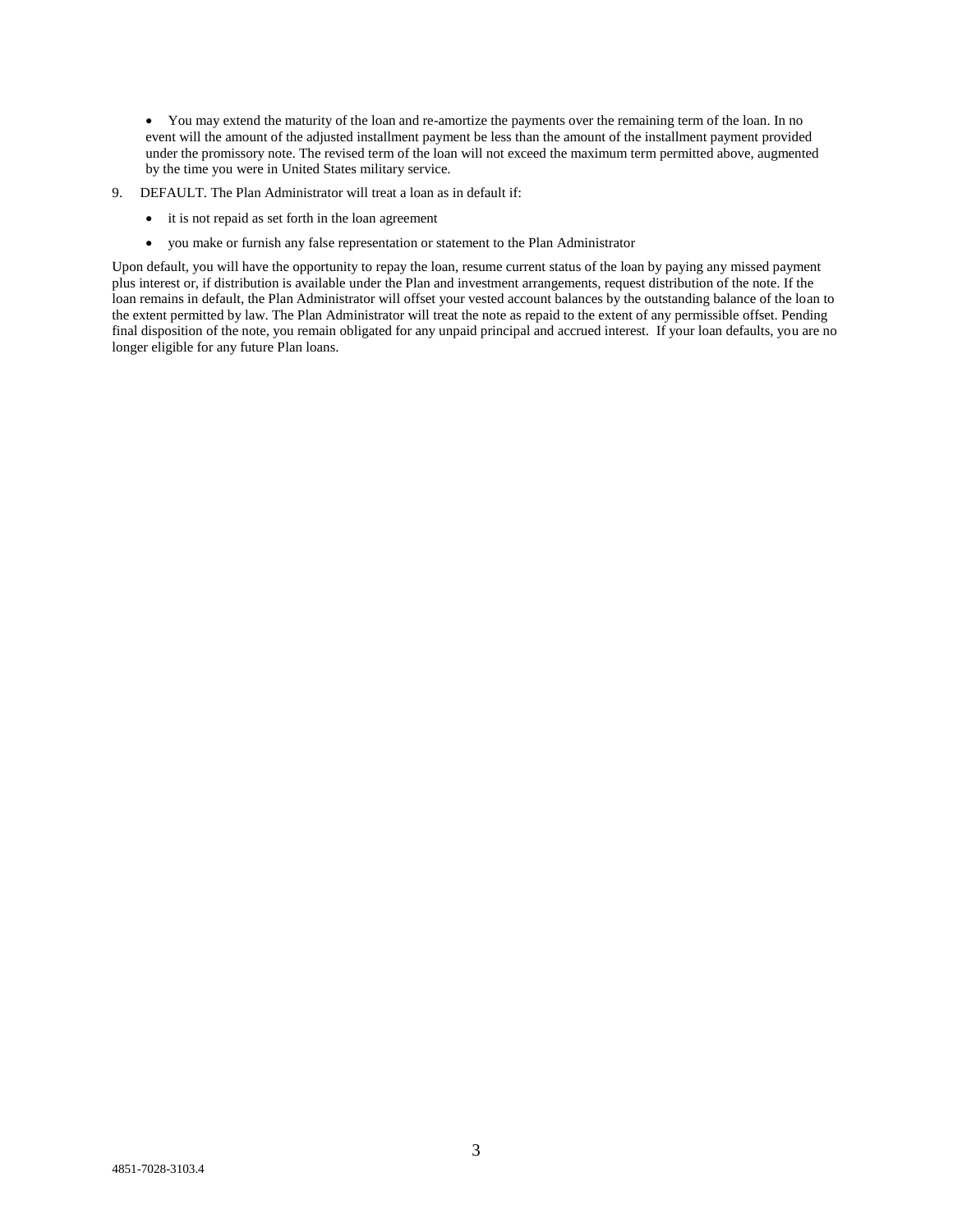- You may extend the maturity of the loan and re-amortize the payments over the remaining term of the loan. In no event will the amount of the adjusted installment payment be less than the amount of the installment payment provided under the promissory note. The revised term of the loan will not exceed the maximum term permitted above, augmented by the time you were in United States military service.

9. DEFAULT. The Plan Administrator will treat a loan as in default if:

   - it is not repaid as set forth in the loan agreement
   - you make or furnish any false representation or statement to the Plan Administrator

Upon default, you will have the opportunity to repay the loan, resume current status of the loan by paying any missed payment plus interest or, if distribution is available under the Plan and investment arrangements, request distribution of the note. If the loan remains in default, the Plan Administrator will offset your vested account balances by the outstanding balance of the loan to the extent permitted by law. The Plan Administrator will treat the note as repaid to the extent of any permissible offset. Pending final disposition of the note, you remain obligated for any unpaid principal and accrued interest. If your loan defaults, you are no longer eligible for any future Plan loans.

4851-7028-3103.4